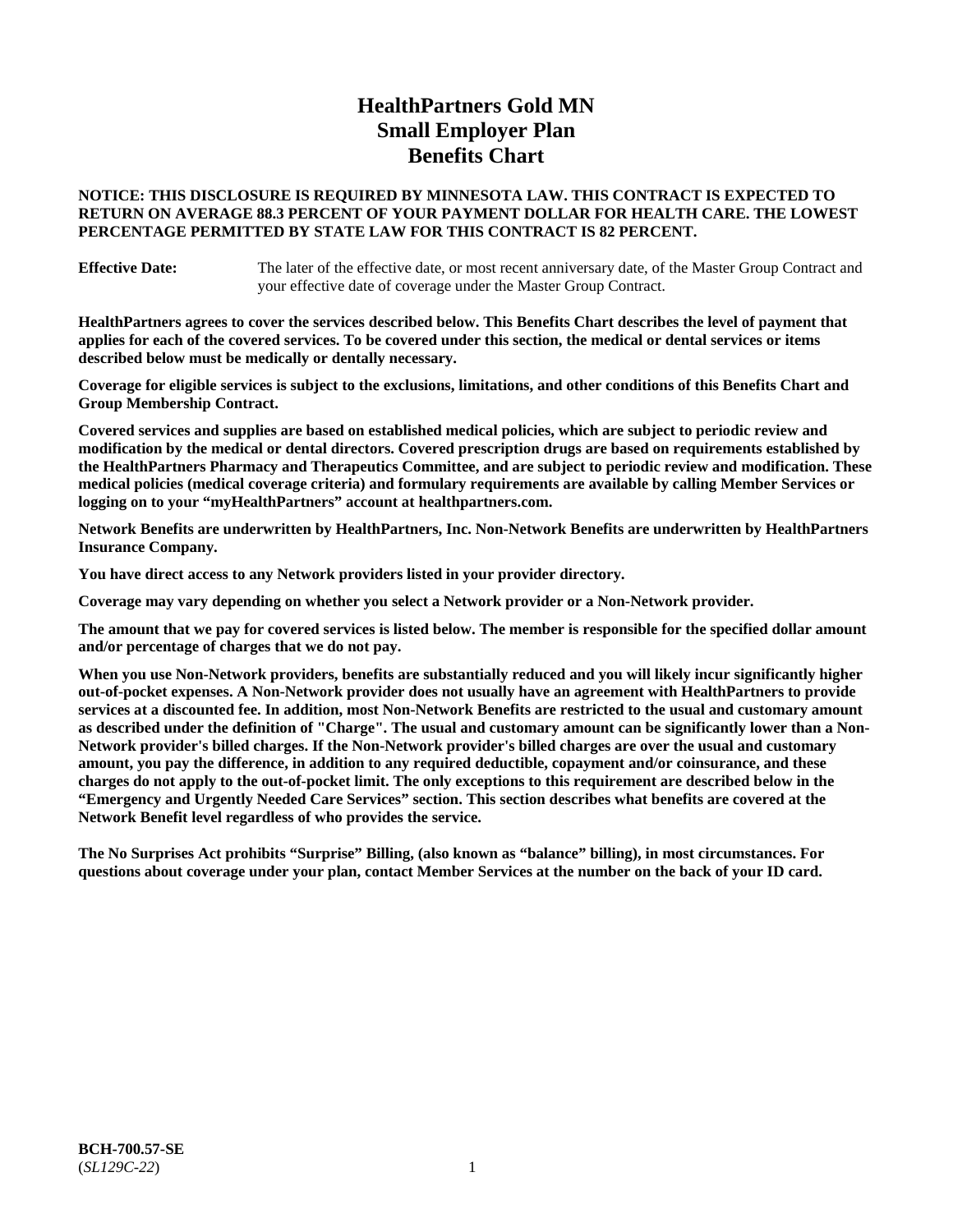# HealthPartners Gold MN
# Small Employer Plan
# Benefits Chart

**NOTICE: THIS DISCLOSURE IS REQUIRED BY MINNESOTA LAW. THIS CONTRACT IS EXPECTED TO RETURN ON AVERAGE 88.3 PERCENT OF YOUR PAYMENT DOLLAR FOR HEALTH CARE. THE LOWEST PERCENTAGE PERMITTED BY STATE LAW FOR THIS CONTRACT IS 82 PERCENT.**

**Effective Date:** The later of the effective date, or most recent anniversary date, of the Master Group Contract and your effective date of coverage under the Master Group Contract.

**HealthPartners agrees to cover the services described below. This Benefits Chart describes the level of payment that applies for each of the covered services. To be covered under this section, the medical or dental services or items described below must be medically or dentally necessary.**

**Coverage for eligible services is subject to the exclusions, limitations, and other conditions of this Benefits Chart and Group Membership Contract.**

**Covered services and supplies are based on established medical policies, which are subject to periodic review and modification by the medical or dental directors. Covered prescription drugs are based on requirements established by the HealthPartners Pharmacy and Therapeutics Committee, and are subject to periodic review and modification. These medical policies (medical coverage criteria) and formulary requirements are available by calling Member Services or logging on to your "myHealthPartners" account at healthpartners.com.**

**Network Benefits are underwritten by HealthPartners, Inc. Non-Network Benefits are underwritten by HealthPartners Insurance Company.**

**You have direct access to any Network providers listed in your provider directory.**

**Coverage may vary depending on whether you select a Network provider or a Non-Network provider.**

**The amount that we pay for covered services is listed below. The member is responsible for the specified dollar amount and/or percentage of charges that we do not pay.**

**When you use Non-Network providers, benefits are substantially reduced and you will likely incur significantly higher out-of-pocket expenses. A Non-Network provider does not usually have an agreement with HealthPartners to provide services at a discounted fee. In addition, most Non-Network Benefits are restricted to the usual and customary amount as described under the definition of "Charge". The usual and customary amount can be significantly lower than a Non-Network provider's billed charges. If the Non-Network provider's billed charges are over the usual and customary amount, you pay the difference, in addition to any required deductible, copayment and/or coinsurance, and these charges do not apply to the out-of-pocket limit. The only exceptions to this requirement are described below in the "Emergency and Urgently Needed Care Services" section. This section describes what benefits are covered at the Network Benefit level regardless of who provides the service.**

**The No Surprises Act prohibits "Surprise" Billing, (also known as "balance" billing), in most circumstances. For questions about coverage under your plan, contact Member Services at the number on the back of your ID card.**

**BCH-700.57-SE**
(*SL129C-22*)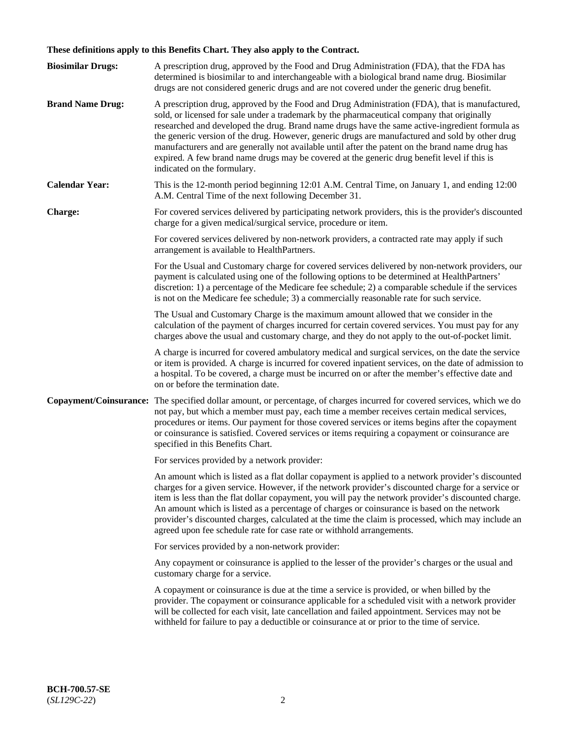**These definitions apply to this Benefits Chart. They also apply to the Contract.**

**Biosimilar Drugs:** A prescription drug, approved by the Food and Drug Administration (FDA), that the FDA has determined is biosimilar to and interchangeable with a biological brand name drug. Biosimilar drugs are not considered generic drugs and are not covered under the generic drug benefit.

**Brand Name Drug:** A prescription drug, approved by the Food and Drug Administration (FDA), that is manufactured, sold, or licensed for sale under a trademark by the pharmaceutical company that originally researched and developed the drug. Brand name drugs have the same active-ingredient formula as the generic version of the drug. However, generic drugs are manufactured and sold by other drug manufacturers and are generally not available until after the patent on the brand name drug has expired. A few brand name drugs may be covered at the generic drug benefit level if this is indicated on the formulary.

**Calendar Year:** This is the 12-month period beginning 12:01 A.M. Central Time, on January 1, and ending 12:00 A.M. Central Time of the next following December 31.

**Charge:** For covered services delivered by participating network providers, this is the provider's discounted charge for a given medical/surgical service, procedure or item.

For covered services delivered by non-network providers, a contracted rate may apply if such arrangement is available to HealthPartners.

For the Usual and Customary charge for covered services delivered by non-network providers, our payment is calculated using one of the following options to be determined at HealthPartners' discretion: 1) a percentage of the Medicare fee schedule; 2) a comparable schedule if the services is not on the Medicare fee schedule; 3) a commercially reasonable rate for such service.

The Usual and Customary Charge is the maximum amount allowed that we consider in the calculation of the payment of charges incurred for certain covered services. You must pay for any charges above the usual and customary charge, and they do not apply to the out-of-pocket limit.

A charge is incurred for covered ambulatory medical and surgical services, on the date the service or item is provided. A charge is incurred for covered inpatient services, on the date of admission to a hospital. To be covered, a charge must be incurred on or after the member's effective date and on or before the termination date.

**Copayment/Coinsurance:** The specified dollar amount, or percentage, of charges incurred for covered services, which we do not pay, but which a member must pay, each time a member receives certain medical services, procedures or items. Our payment for those covered services or items begins after the copayment or coinsurance is satisfied. Covered services or items requiring a copayment or coinsurance are specified in this Benefits Chart.

For services provided by a network provider:

An amount which is listed as a flat dollar copayment is applied to a network provider's discounted charges for a given service. However, if the network provider's discounted charge for a service or item is less than the flat dollar copayment, you will pay the network provider's discounted charge. An amount which is listed as a percentage of charges or coinsurance is based on the network provider's discounted charges, calculated at the time the claim is processed, which may include an agreed upon fee schedule rate for case rate or withhold arrangements.

For services provided by a non-network provider:

Any copayment or coinsurance is applied to the lesser of the provider's charges or the usual and customary charge for a service.

A copayment or coinsurance is due at the time a service is provided, or when billed by the provider. The copayment or coinsurance applicable for a scheduled visit with a network provider will be collected for each visit, late cancellation and failed appointment. Services may not be withheld for failure to pay a deductible or coinsurance at or prior to the time of service.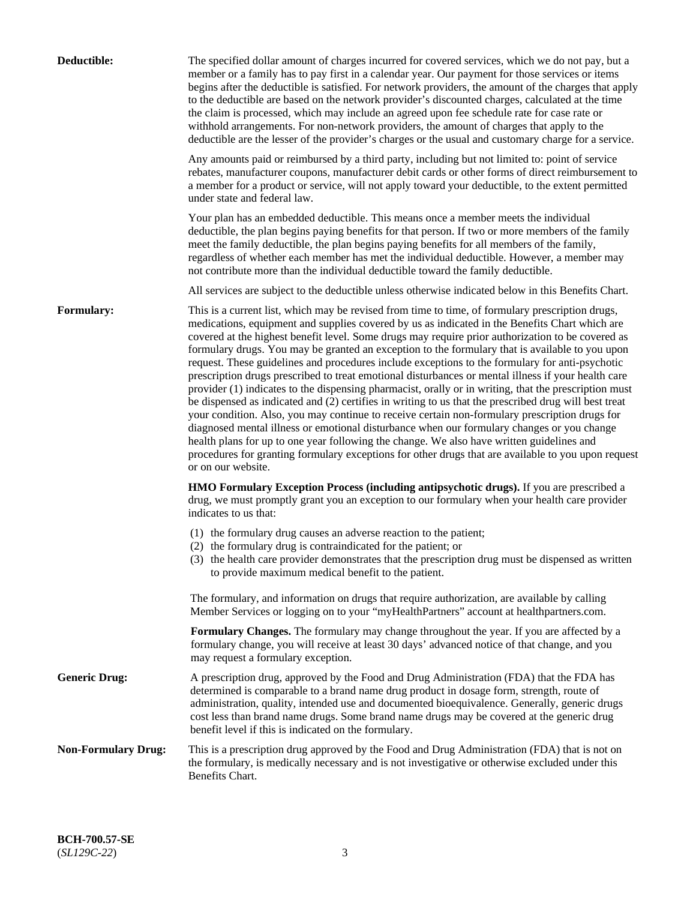**Deductible:** The specified dollar amount of charges incurred for covered services, which we do not pay, but a member or a family has to pay first in a calendar year. Our payment for those services or items begins after the deductible is satisfied. For network providers, the amount of the charges that apply to the deductible are based on the network provider's discounted charges, calculated at the time the claim is processed, which may include an agreed upon fee schedule rate for case rate or withhold arrangements. For non-network providers, the amount of charges that apply to the deductible are the lesser of the provider's charges or the usual and customary charge for a service.

Any amounts paid or reimbursed by a third party, including but not limited to: point of service rebates, manufacturer coupons, manufacturer debit cards or other forms of direct reimbursement to a member for a product or service, will not apply toward your deductible, to the extent permitted under state and federal law.

Your plan has an embedded deductible. This means once a member meets the individual deductible, the plan begins paying benefits for that person. If two or more members of the family meet the family deductible, the plan begins paying benefits for all members of the family, regardless of whether each member has met the individual deductible. However, a member may not contribute more than the individual deductible toward the family deductible.

All services are subject to the deductible unless otherwise indicated below in this Benefits Chart.

**Formulary:** This is a current list, which may be revised from time to time, of formulary prescription drugs, medications, equipment and supplies covered by us as indicated in the Benefits Chart which are covered at the highest benefit level. Some drugs may require prior authorization to be covered as formulary drugs. You may be granted an exception to the formulary that is available to you upon request. These guidelines and procedures include exceptions to the formulary for anti-psychotic prescription drugs prescribed to treat emotional disturbances or mental illness if your health care provider (1) indicates to the dispensing pharmacist, orally or in writing, that the prescription must be dispensed as indicated and (2) certifies in writing to us that the prescribed drug will best treat your condition. Also, you may continue to receive certain non-formulary prescription drugs for diagnosed mental illness or emotional disturbance when our formulary changes or you change health plans for up to one year following the change. We also have written guidelines and procedures for granting formulary exceptions for other drugs that are available to you upon request or on our website.

**HMO Formulary Exception Process (including antipsychotic drugs).** If you are prescribed a drug, we must promptly grant you an exception to our formulary when your health care provider indicates to us that:

(1) the formulary drug causes an adverse reaction to the patient;
(2) the formulary drug is contraindicated for the patient; or
(3) the health care provider demonstrates that the prescription drug must be dispensed as written to provide maximum medical benefit to the patient.

The formulary, and information on drugs that require authorization, are available by calling Member Services or logging on to your "myHealthPartners" account at healthpartners.com.

**Formulary Changes.** The formulary may change throughout the year. If you are affected by a formulary change, you will receive at least 30 days' advanced notice of that change, and you may request a formulary exception.

**Generic Drug:** A prescription drug, approved by the Food and Drug Administration (FDA) that the FDA has determined is comparable to a brand name drug product in dosage form, strength, route of administration, quality, intended use and documented bioequivalence. Generally, generic drugs cost less than brand name drugs. Some brand name drugs may be covered at the generic drug benefit level if this is indicated on the formulary.

**Non-Formulary Drug:** This is a prescription drug approved by the Food and Drug Administration (FDA) that is not on the formulary, is medically necessary and is not investigative or otherwise excluded under this Benefits Chart.

**BCH-700.57-SE**
(*SL129C-22*)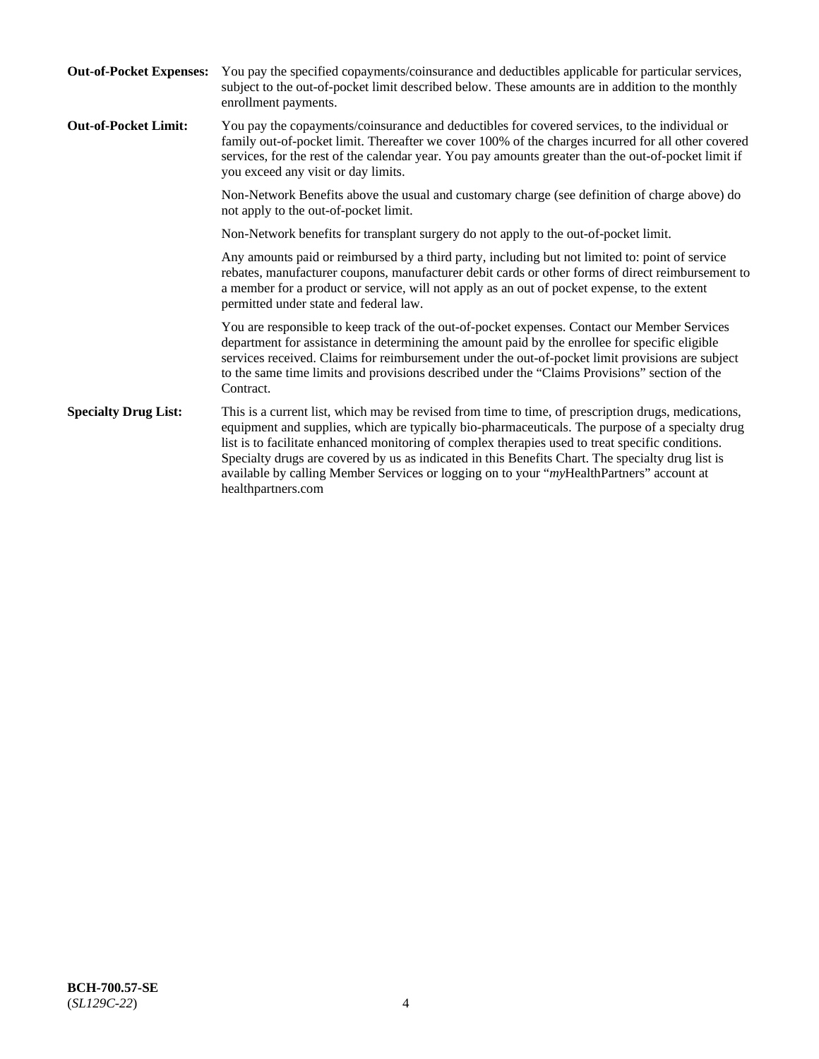**Out-of-Pocket Expenses:** You pay the specified copayments/coinsurance and deductibles applicable for particular services, subject to the out-of-pocket limit described below. These amounts are in addition to the monthly enrollment payments.

**Out-of-Pocket Limit:** You pay the copayments/coinsurance and deductibles for covered services, to the individual or family out-of-pocket limit. Thereafter we cover 100% of the charges incurred for all other covered services, for the rest of the calendar year. You pay amounts greater than the out-of-pocket limit if you exceed any visit or day limits.

Non-Network Benefits above the usual and customary charge (see definition of charge above) do not apply to the out-of-pocket limit.

Non-Network benefits for transplant surgery do not apply to the out-of-pocket limit.

Any amounts paid or reimbursed by a third party, including but not limited to: point of service rebates, manufacturer coupons, manufacturer debit cards or other forms of direct reimbursement to a member for a product or service, will not apply as an out of pocket expense, to the extent permitted under state and federal law.

You are responsible to keep track of the out-of-pocket expenses. Contact our Member Services department for assistance in determining the amount paid by the enrollee for specific eligible services received. Claims for reimbursement under the out-of-pocket limit provisions are subject to the same time limits and provisions described under the "Claims Provisions" section of the Contract.

**Specialty Drug List:** This is a current list, which may be revised from time to time, of prescription drugs, medications, equipment and supplies, which are typically bio-pharmaceuticals. The purpose of a specialty drug list is to facilitate enhanced monitoring of complex therapies used to treat specific conditions. Specialty drugs are covered by us as indicated in this Benefits Chart. The specialty drug list is available by calling Member Services or logging on to your "*my*HealthPartners" account at healthpartners.com

**BCH-700.57-SE**
(*SL129C-22*)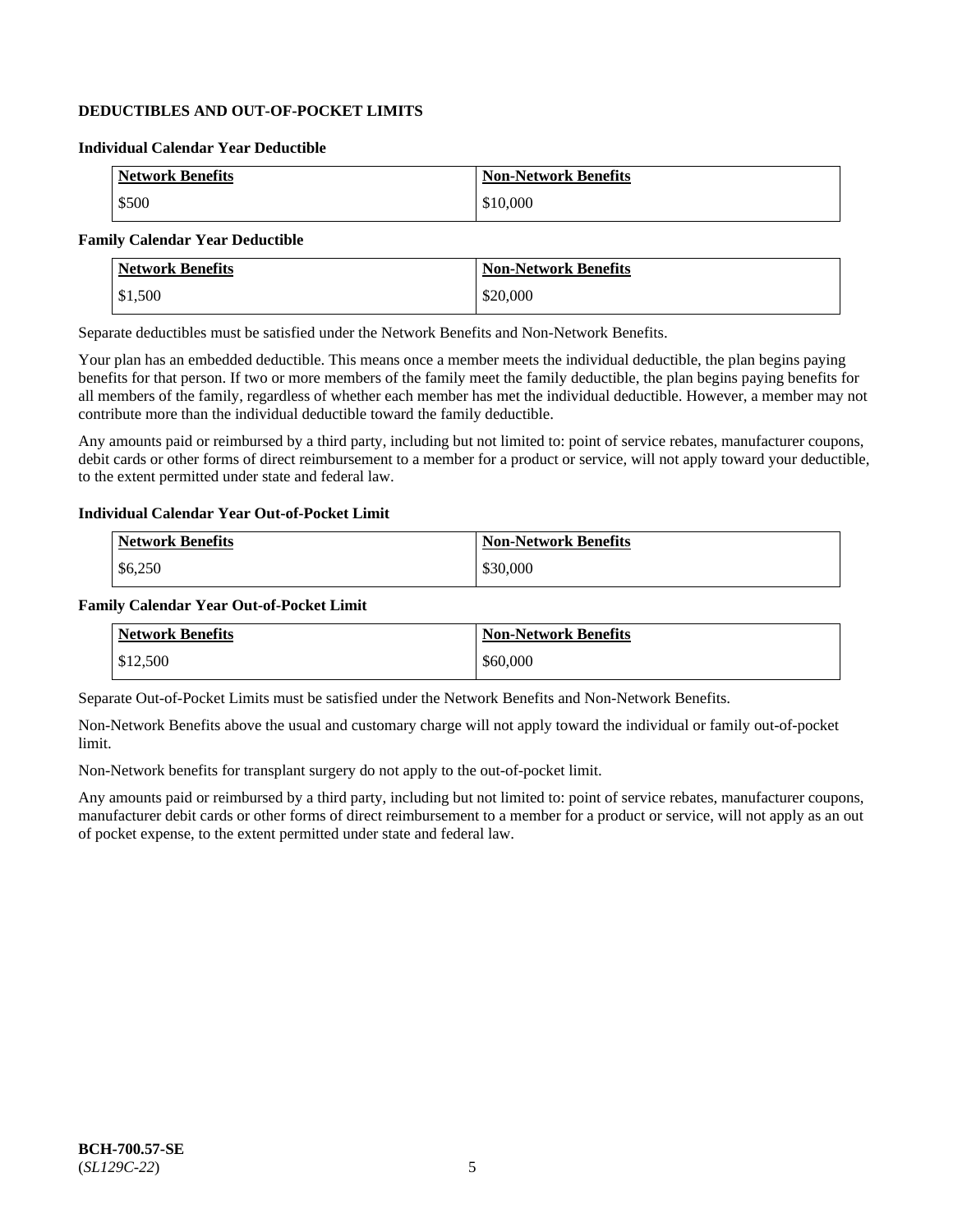## DEDUCTIBLES AND OUT-OF-POCKET LIMITS

### Individual Calendar Year Deductible

| Network Benefits | Non-Network Benefits |
|---|---|
| $500 | $10,000 |

### Family Calendar Year Deductible

| Network Benefits | Non-Network Benefits |
|---|---|
| $1,500 | $20,000 |

Separate deductibles must be satisfied under the Network Benefits and Non-Network Benefits.

Your plan has an embedded deductible. This means once a member meets the individual deductible, the plan begins paying benefits for that person. If two or more members of the family meet the family deductible, the plan begins paying benefits for all members of the family, regardless of whether each member has met the individual deductible. However, a member may not contribute more than the individual deductible toward the family deductible.

Any amounts paid or reimbursed by a third party, including but not limited to: point of service rebates, manufacturer coupons, debit cards or other forms of direct reimbursement to a member for a product or service, will not apply toward your deductible, to the extent permitted under state and federal law.

### Individual Calendar Year Out-of-Pocket Limit

| Network Benefits | Non-Network Benefits |
|---|---|
| $6,250 | $30,000 |

### Family Calendar Year Out-of-Pocket Limit

| Network Benefits | Non-Network Benefits |
|---|---|
| $12,500 | $60,000 |

Separate Out-of-Pocket Limits must be satisfied under the Network Benefits and Non-Network Benefits.

Non-Network Benefits above the usual and customary charge will not apply toward the individual or family out-of-pocket limit.

Non-Network benefits for transplant surgery do not apply to the out-of-pocket limit.

Any amounts paid or reimbursed by a third party, including but not limited to: point of service rebates, manufacturer coupons, manufacturer debit cards or other forms of direct reimbursement to a member for a product or service, will not apply as an out of pocket expense, to the extent permitted under state and federal law.

**BCH-700.57-SE**
(*SL129C-22*)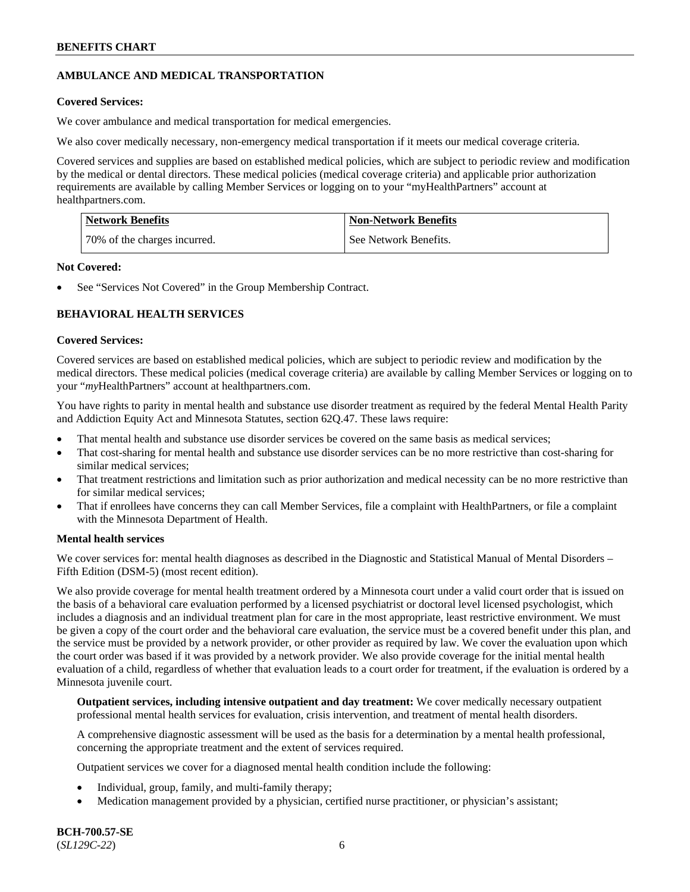## AMBULANCE AND MEDICAL TRANSPORTATION

**Covered Services:**

We cover ambulance and medical transportation for medical emergencies.

We also cover medically necessary, non-emergency medical transportation if it meets our medical coverage criteria.

Covered services and supplies are based on established medical policies, which are subject to periodic review and modification by the medical or dental directors. These medical policies (medical coverage criteria) and applicable prior authorization requirements are available by calling Member Services or logging on to your "myHealthPartners" account at healthpartners.com.

| Network Benefits | Non-Network Benefits |
| --- | --- |
| 70% of the charges incurred. | See Network Benefits. |

**Not Covered:**

- See "Services Not Covered" in the Group Membership Contract.

## BEHAVIORAL HEALTH SERVICES

**Covered Services:**

Covered services are based on established medical policies, which are subject to periodic review and modification by the medical directors. These medical policies (medical coverage criteria) are available by calling Member Services or logging on to your "*my*HealthPartners" account at healthpartners.com.

You have rights to parity in mental health and substance use disorder treatment as required by the federal Mental Health Parity and Addiction Equity Act and Minnesota Statutes, section 62Q.47. These laws require:

- That mental health and substance use disorder services be covered on the same basis as medical services;
- That cost-sharing for mental health and substance use disorder services can be no more restrictive than cost-sharing for similar medical services;
- That treatment restrictions and limitation such as prior authorization and medical necessity can be no more restrictive than for similar medical services;
- That if enrollees have concerns they can call Member Services, file a complaint with HealthPartners, or file a complaint with the Minnesota Department of Health.

**Mental health services**

We cover services for: mental health diagnoses as described in the Diagnostic and Statistical Manual of Mental Disorders – Fifth Edition (DSM-5) (most recent edition).

We also provide coverage for mental health treatment ordered by a Minnesota court under a valid court order that is issued on the basis of a behavioral care evaluation performed by a licensed psychiatrist or doctoral level licensed psychologist, which includes a diagnosis and an individual treatment plan for care in the most appropriate, least restrictive environment. We must be given a copy of the court order and the behavioral care evaluation, the service must be a covered benefit under this plan, and the service must be provided by a network provider, or other provider as required by law. We cover the evaluation upon which the court order was based if it was provided by a network provider. We also provide coverage for the initial mental health evaluation of a child, regardless of whether that evaluation leads to a court order for treatment, if the evaluation is ordered by a Minnesota juvenile court.

**Outpatient services, including intensive outpatient and day treatment:** We cover medically necessary outpatient professional mental health services for evaluation, crisis intervention, and treatment of mental health disorders.

A comprehensive diagnostic assessment will be used as the basis for a determination by a mental health professional, concerning the appropriate treatment and the extent of services required.

Outpatient services we cover for a diagnosed mental health condition include the following:

- Individual, group, family, and multi-family therapy;
- Medication management provided by a physician, certified nurse practitioner, or physician's assistant;

BCH-700.57-SE
(*SL129C-22*)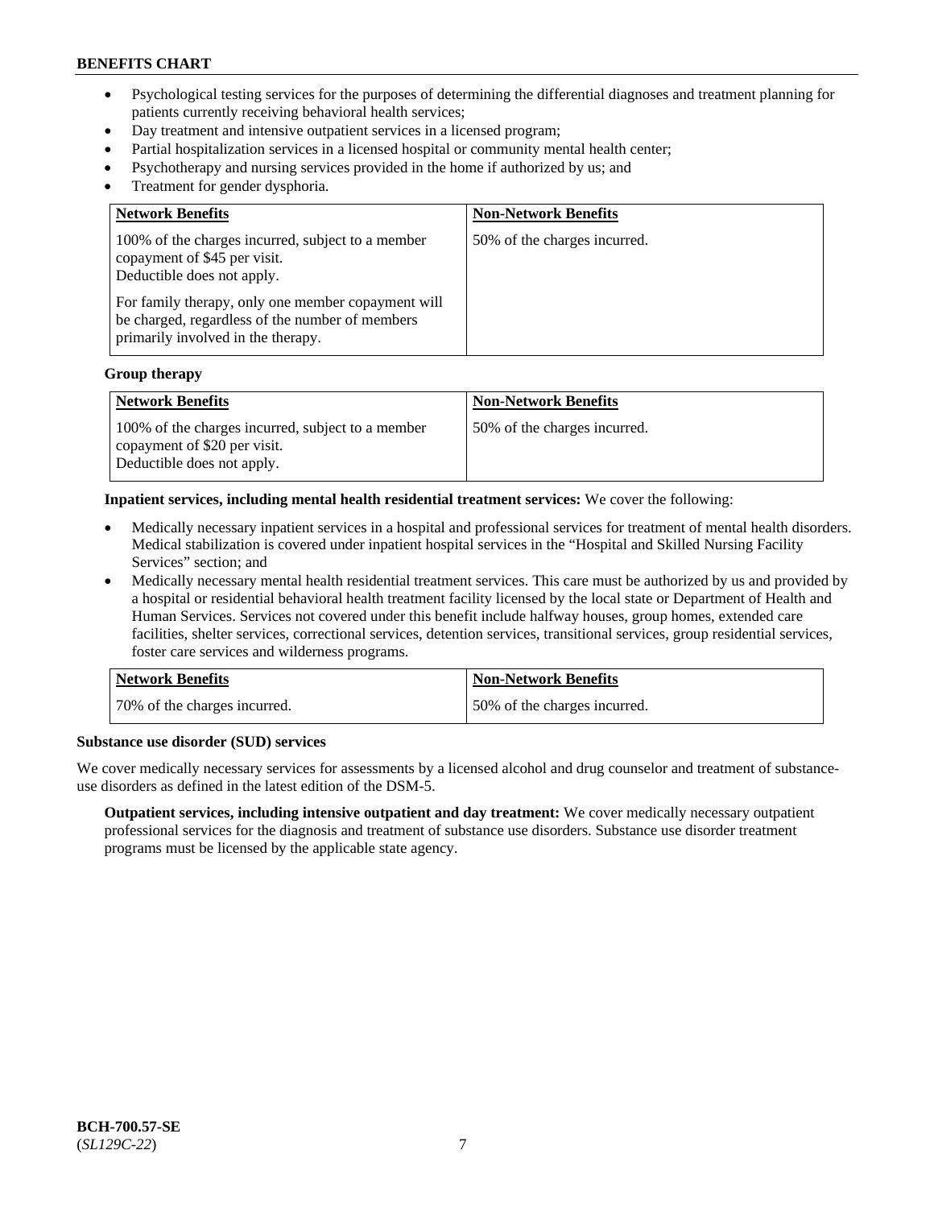- Psychological testing services for the purposes of determining the differential diagnoses and treatment planning for patients currently receiving behavioral health services;
- Day treatment and intensive outpatient services in a licensed program;
- Partial hospitalization services in a licensed hospital or community mental health center;
- Psychotherapy and nursing services provided in the home if authorized by us; and
- Treatment for gender dysphoria.

| Network Benefits | Non-Network Benefits |
|---|---|
| 100% of the charges incurred, subject to a member copayment of $45 per visit. Deductible does not apply. For family therapy, only one member copayment will be charged, regardless of the number of members primarily involved in the therapy. | 50% of the charges incurred. |

**Group therapy**

| Network Benefits | Non-Network Benefits |
|---|---|
| 100% of the charges incurred, subject to a member copayment of $20 per visit. Deductible does not apply. | 50% of the charges incurred. |

**Inpatient services, including mental health residential treatment services:** We cover the following:

- Medically necessary inpatient services in a hospital and professional services for treatment of mental health disorders. Medical stabilization is covered under inpatient hospital services in the "Hospital and Skilled Nursing Facility Services" section; and
- Medically necessary mental health residential treatment services. This care must be authorized by us and provided by a hospital or residential behavioral health treatment facility licensed by the local state or Department of Health and Human Services. Services not covered under this benefit include halfway houses, group homes, extended care facilities, shelter services, correctional services, detention services, transitional services, group residential services, foster care services and wilderness programs.

| Network Benefits | Non-Network Benefits |
|---|---|
| 70% of the charges incurred. | 50% of the charges incurred. |

**Substance use disorder (SUD) services**

We cover medically necessary services for assessments by a licensed alcohol and drug counselor and treatment of substance-use disorders as defined in the latest edition of the DSM-5.

**Outpatient services, including intensive outpatient and day treatment:** We cover medically necessary outpatient professional services for the diagnosis and treatment of substance use disorders. Substance use disorder treatment programs must be licensed by the applicable state agency.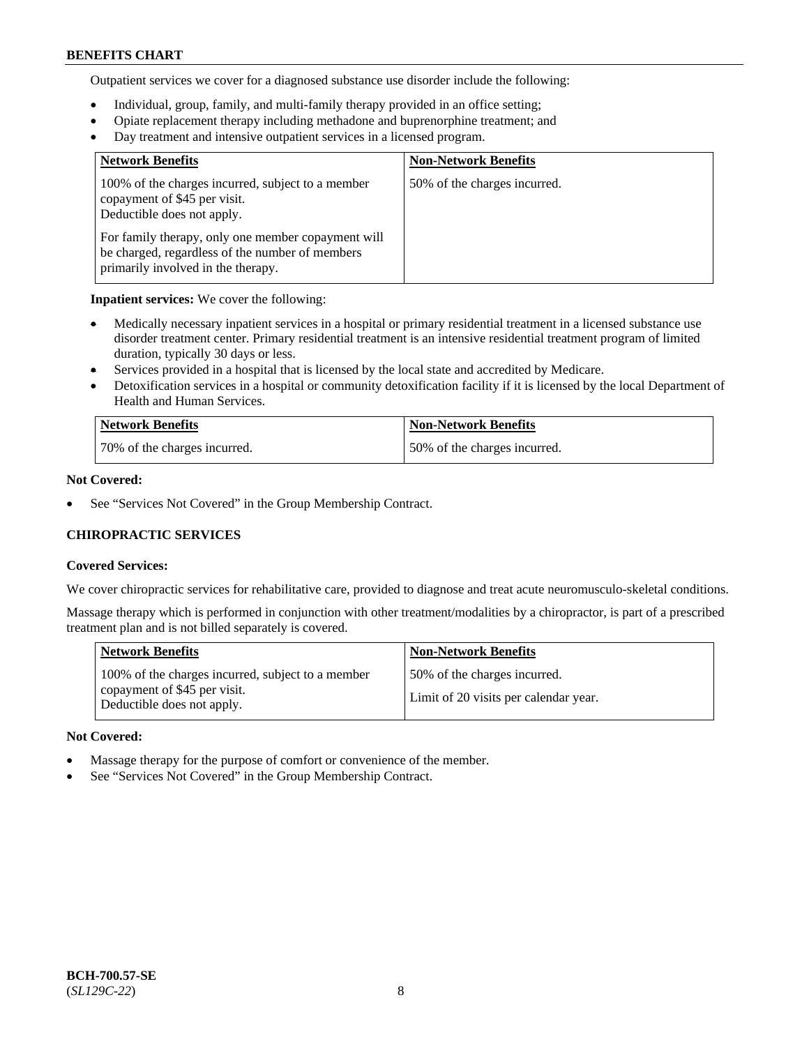Outpatient services we cover for a diagnosed substance use disorder include the following:

- Individual, group, family, and multi-family therapy provided in an office setting;
- Opiate replacement therapy including methadone and buprenorphine treatment; and
- Day treatment and intensive outpatient services in a licensed program.

| Network Benefits | Non-Network Benefits |
|---|---|
| 100% of the charges incurred, subject to a member copayment of $45 per visit. Deductible does not apply.<br><br>For family therapy, only one member copayment will be charged, regardless of the number of members primarily involved in the therapy. | 50% of the charges incurred. |

**Inpatient services:** We cover the following:

- Medically necessary inpatient services in a hospital or primary residential treatment in a licensed substance use disorder treatment center. Primary residential treatment is an intensive residential treatment program of limited duration, typically 30 days or less.
- Services provided in a hospital that is licensed by the local state and accredited by Medicare.
- Detoxification services in a hospital or community detoxification facility if it is licensed by the local Department of Health and Human Services.

| Network Benefits | Non-Network Benefits |
|---|---|
| 70% of the charges incurred. | 50% of the charges incurred. |

**Not Covered:**

- See "Services Not Covered" in the Group Membership Contract.

### CHIROPRACTIC SERVICES

**Covered Services:**

We cover chiropractic services for rehabilitative care, provided to diagnose and treat acute neuromusculo-skeletal conditions.

Massage therapy which is performed in conjunction with other treatment/modalities by a chiropractor, is part of a prescribed treatment plan and is not billed separately is covered.

| Network Benefits | Non-Network Benefits |
|---|---|
| 100% of the charges incurred, subject to a member copayment of $45 per visit. Deductible does not apply. | 50% of the charges incurred.<br><br>Limit of 20 visits per calendar year. |

**Not Covered:**

- Massage therapy for the purpose of comfort or convenience of the member.
- See "Services Not Covered" in the Group Membership Contract.

**BCH-700.57-SE**
(*SL129C-22*)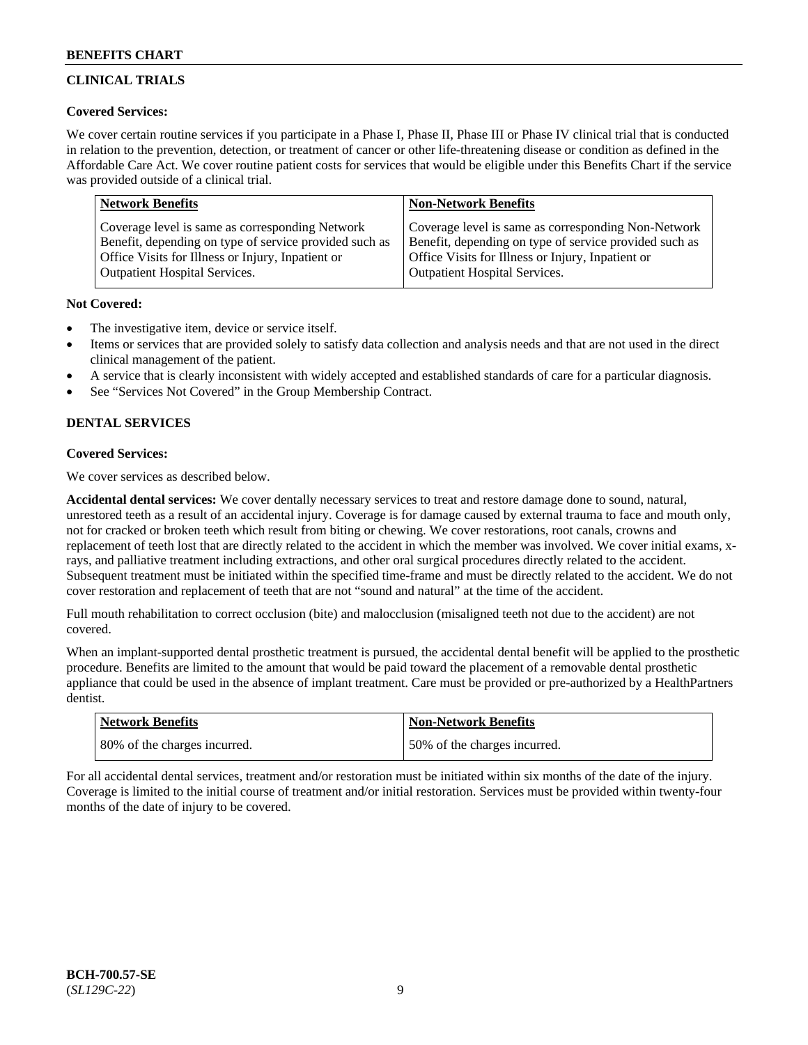## CLINICAL TRIALS

**Covered Services:**

We cover certain routine services if you participate in a Phase I, Phase II, Phase III or Phase IV clinical trial that is conducted in relation to the prevention, detection, or treatment of cancer or other life-threatening disease or condition as defined in the Affordable Care Act. We cover routine patient costs for services that would be eligible under this Benefits Chart if the service was provided outside of a clinical trial.

| Network Benefits | Non-Network Benefits |
| --- | --- |
| Coverage level is same as corresponding Network Benefit, depending on type of service provided such as Office Visits for Illness or Injury, Inpatient or Outpatient Hospital Services. | Coverage level is same as corresponding Non-Network Benefit, depending on type of service provided such as Office Visits for Illness or Injury, Inpatient or Outpatient Hospital Services. |

**Not Covered:**

- The investigative item, device or service itself.
- Items or services that are provided solely to satisfy data collection and analysis needs and that are not used in the direct clinical management of the patient.
- A service that is clearly inconsistent with widely accepted and established standards of care for a particular diagnosis.
- See "Services Not Covered" in the Group Membership Contract.

## DENTAL SERVICES

**Covered Services:**

We cover services as described below.

**Accidental dental services:** We cover dentally necessary services to treat and restore damage done to sound, natural, unrestored teeth as a result of an accidental injury. Coverage is for damage caused by external trauma to face and mouth only, not for cracked or broken teeth which result from biting or chewing. We cover restorations, root canals, crowns and replacement of teeth lost that are directly related to the accident in which the member was involved. We cover initial exams, x-rays, and palliative treatment including extractions, and other oral surgical procedures directly related to the accident. Subsequent treatment must be initiated within the specified time-frame and must be directly related to the accident. We do not cover restoration and replacement of teeth that are not "sound and natural" at the time of the accident.

Full mouth rehabilitation to correct occlusion (bite) and malocclusion (misaligned teeth not due to the accident) are not covered.

When an implant-supported dental prosthetic treatment is pursued, the accidental dental benefit will be applied to the prosthetic procedure. Benefits are limited to the amount that would be paid toward the placement of a removable dental prosthetic appliance that could be used in the absence of implant treatment. Care must be provided or pre-authorized by a HealthPartners dentist.

| Network Benefits | Non-Network Benefits |
| --- | --- |
| 80% of the charges incurred. | 50% of the charges incurred. |

For all accidental dental services, treatment and/or restoration must be initiated within six months of the date of the injury. Coverage is limited to the initial course of treatment and/or initial restoration. Services must be provided within twenty-four months of the date of injury to be covered.

BCH-700.57-SE
(*SL129C-22*)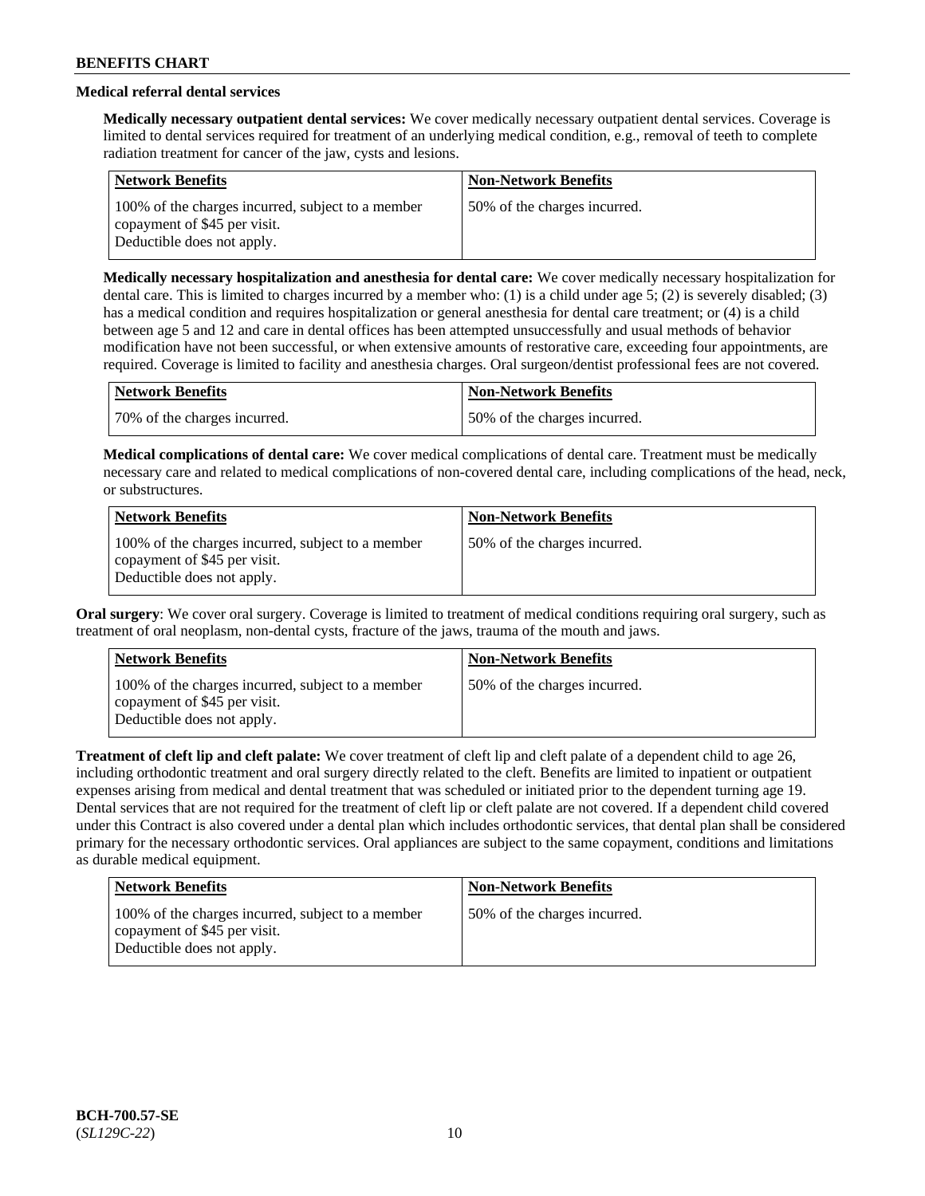### Medical referral dental services

**Medically necessary outpatient dental services:** We cover medically necessary outpatient dental services. Coverage is limited to dental services required for treatment of an underlying medical condition, e.g., removal of teeth to complete radiation treatment for cancer of the jaw, cysts and lesions.

| Network Benefits | Non-Network Benefits |
|---|---|
| 100% of the charges incurred, subject to a member copayment of $45 per visit. Deductible does not apply. | 50% of the charges incurred. |

**Medically necessary hospitalization and anesthesia for dental care:** We cover medically necessary hospitalization for dental care. This is limited to charges incurred by a member who: (1) is a child under age 5; (2) is severely disabled; (3) has a medical condition and requires hospitalization or general anesthesia for dental care treatment; or (4) is a child between age 5 and 12 and care in dental offices has been attempted unsuccessfully and usual methods of behavior modification have not been successful, or when extensive amounts of restorative care, exceeding four appointments, are required. Coverage is limited to facility and anesthesia charges. Oral surgeon/dentist professional fees are not covered.

| Network Benefits | Non-Network Benefits |
|---|---|
| 70% of the charges incurred. | 50% of the charges incurred. |

**Medical complications of dental care:** We cover medical complications of dental care. Treatment must be medically necessary care and related to medical complications of non-covered dental care, including complications of the head, neck, or substructures.

| Network Benefits | Non-Network Benefits |
|---|---|
| 100% of the charges incurred, subject to a member copayment of $45 per visit. Deductible does not apply. | 50% of the charges incurred. |

**Oral surgery**: We cover oral surgery. Coverage is limited to treatment of medical conditions requiring oral surgery, such as treatment of oral neoplasm, non-dental cysts, fracture of the jaws, trauma of the mouth and jaws.

| Network Benefits | Non-Network Benefits |
|---|---|
| 100% of the charges incurred, subject to a member copayment of $45 per visit. Deductible does not apply. | 50% of the charges incurred. |

**Treatment of cleft lip and cleft palate:** We cover treatment of cleft lip and cleft palate of a dependent child to age 26, including orthodontic treatment and oral surgery directly related to the cleft. Benefits are limited to inpatient or outpatient expenses arising from medical and dental treatment that was scheduled or initiated prior to the dependent turning age 19. Dental services that are not required for the treatment of cleft lip or cleft palate are not covered. If a dependent child covered under this Contract is also covered under a dental plan which includes orthodontic services, that dental plan shall be considered primary for the necessary orthodontic services. Oral appliances are subject to the same copayment, conditions and limitations as durable medical equipment.

| Network Benefits | Non-Network Benefits |
|---|---|
| 100% of the charges incurred, subject to a member copayment of $45 per visit. Deductible does not apply. | 50% of the charges incurred. |

**BCH-700.57-SE**
(*SL129C-22*)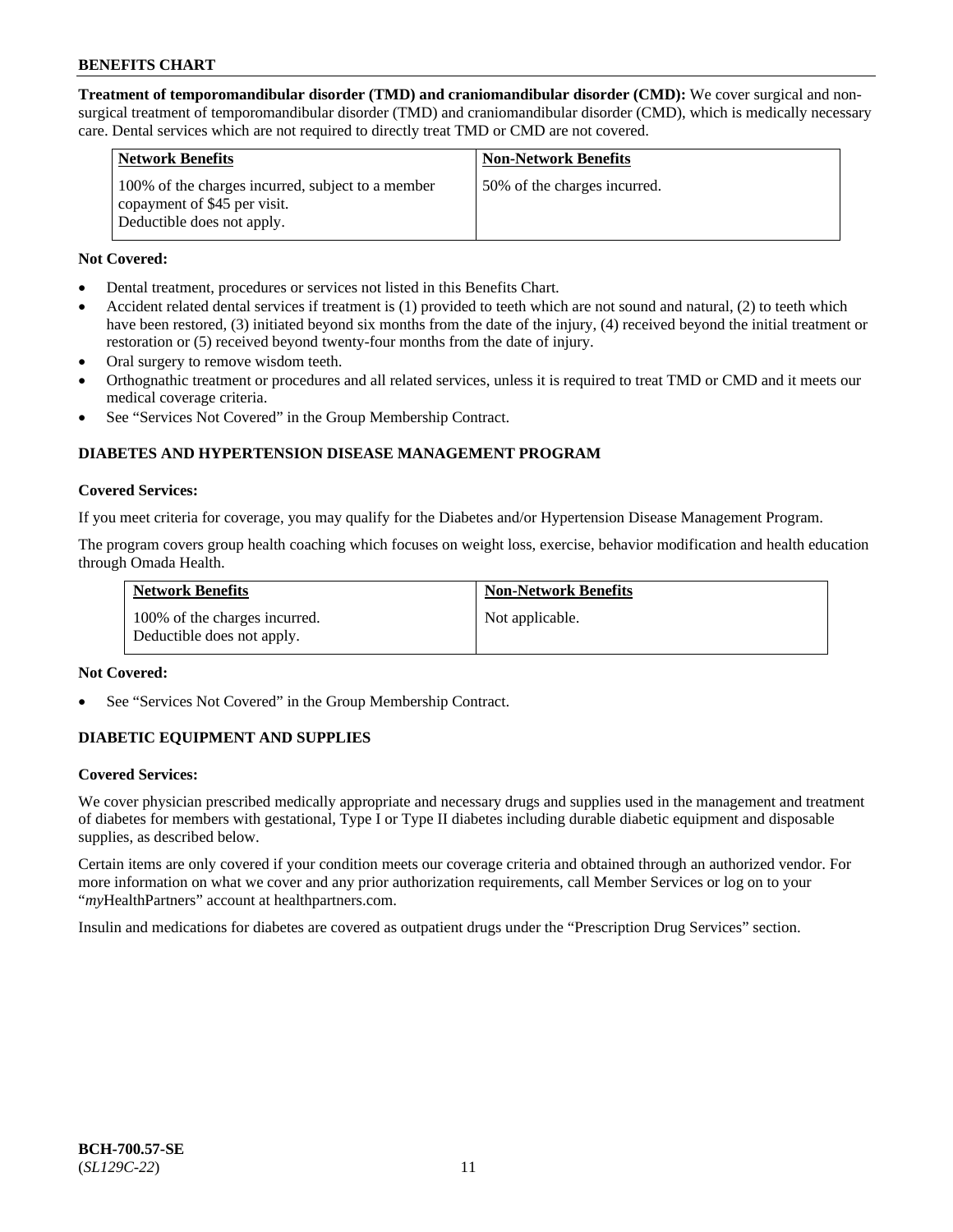**Treatment of temporomandibular disorder (TMD) and craniomandibular disorder (CMD):** We cover surgical and non-surgical treatment of temporomandibular disorder (TMD) and craniomandibular disorder (CMD), which is medically necessary care. Dental services which are not required to directly treat TMD or CMD are not covered.

| Network Benefits | Non-Network Benefits |
| --- | --- |
| 100% of the charges incurred, subject to a member copayment of $45 per visit. Deductible does not apply. | 50% of the charges incurred. |

**Not Covered:**

- Dental treatment, procedures or services not listed in this Benefits Chart.
- Accident related dental services if treatment is (1) provided to teeth which are not sound and natural, (2) to teeth which have been restored, (3) initiated beyond six months from the date of the injury, (4) received beyond the initial treatment or restoration or (5) received beyond twenty-four months from the date of injury.
- Oral surgery to remove wisdom teeth.
- Orthognathic treatment or procedures and all related services, unless it is required to treat TMD or CMD and it meets our medical coverage criteria.
- See "Services Not Covered" in the Group Membership Contract.

## DIABETES AND HYPERTENSION DISEASE MANAGEMENT PROGRAM

**Covered Services:**

If you meet criteria for coverage, you may qualify for the Diabetes and/or Hypertension Disease Management Program.

The program covers group health coaching which focuses on weight loss, exercise, behavior modification and health education through Omada Health.

| Network Benefits | Non-Network Benefits |
| --- | --- |
| 100% of the charges incurred. Deductible does not apply. | Not applicable. |

**Not Covered:**

- See "Services Not Covered" in the Group Membership Contract.

## DIABETIC EQUIPMENT AND SUPPLIES

**Covered Services:**

We cover physician prescribed medically appropriate and necessary drugs and supplies used in the management and treatment of diabetes for members with gestational, Type I or Type II diabetes including durable diabetic equipment and disposable supplies, as described below.

Certain items are only covered if your condition meets our coverage criteria and obtained through an authorized vendor. For more information on what we cover and any prior authorization requirements, call Member Services or log on to your "*my*HealthPartners" account at healthpartners.com.

Insulin and medications for diabetes are covered as outpatient drugs under the "Prescription Drug Services" section.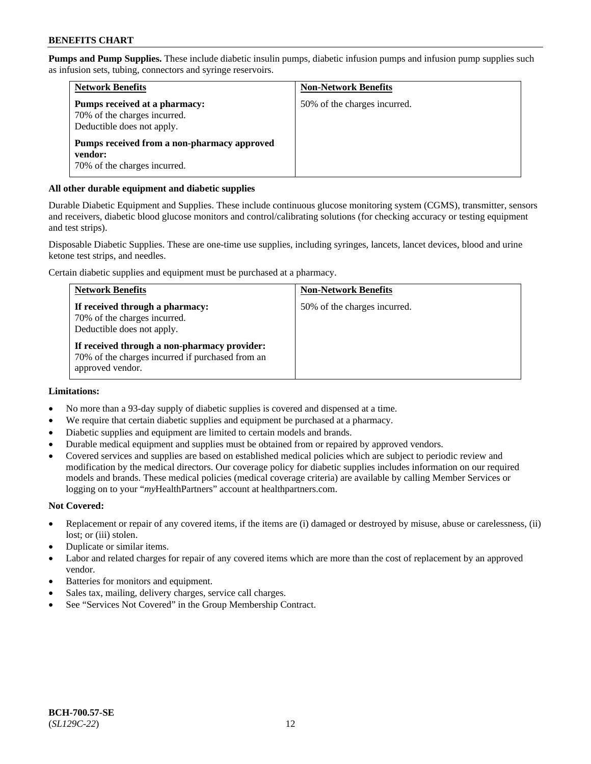**Pumps and Pump Supplies.** These include diabetic insulin pumps, diabetic infusion pumps and infusion pump supplies such as infusion sets, tubing, connectors and syringe reservoirs.

| Network Benefits | Non-Network Benefits |
|---|---|
| **Pumps received at a pharmacy:**<br>70% of the charges incurred.<br>Deductible does not apply.<br><br>**Pumps received from a non-pharmacy approved vendor:**<br>70% of the charges incurred. | 50% of the charges incurred. |

**All other durable equipment and diabetic supplies**

Durable Diabetic Equipment and Supplies. These include continuous glucose monitoring system (CGMS), transmitter, sensors and receivers, diabetic blood glucose monitors and control/calibrating solutions (for checking accuracy or testing equipment and test strips).

Disposable Diabetic Supplies. These are one-time use supplies, including syringes, lancets, lancet devices, blood and urine ketone test strips, and needles.

Certain diabetic supplies and equipment must be purchased at a pharmacy.

| Network Benefits | Non-Network Benefits |
|---|---|
| **If received through a pharmacy:**<br>70% of the charges incurred.<br>Deductible does not apply.<br><br>**If received through a non-pharmacy provider:**<br>70% of the charges incurred if purchased from an approved vendor. | 50% of the charges incurred. |

**Limitations:**

- No more than a 93-day supply of diabetic supplies is covered and dispensed at a time.
- We require that certain diabetic supplies and equipment be purchased at a pharmacy.
- Diabetic supplies and equipment are limited to certain models and brands.
- Durable medical equipment and supplies must be obtained from or repaired by approved vendors.
- Covered services and supplies are based on established medical policies which are subject to periodic review and modification by the medical directors. Our coverage policy for diabetic supplies includes information on our required models and brands. These medical policies (medical coverage criteria) are available by calling Member Services or logging on to your "*my*HealthPartners" account at healthpartners.com.

**Not Covered:**

- Replacement or repair of any covered items, if the items are (i) damaged or destroyed by misuse, abuse or carelessness, (ii) lost; or (iii) stolen.
- Duplicate or similar items.
- Labor and related charges for repair of any covered items which are more than the cost of replacement by an approved vendor.
- Batteries for monitors and equipment.
- Sales tax, mailing, delivery charges, service call charges.
- See "Services Not Covered" in the Group Membership Contract.

**BCH-700.57-SE**
(*SL129C-22*)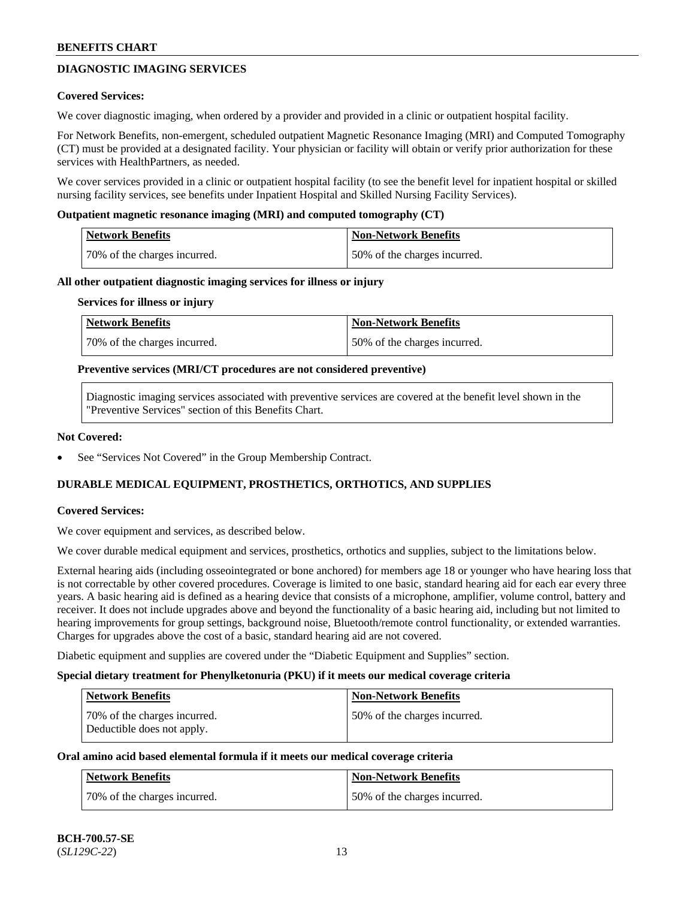## DIAGNOSTIC IMAGING SERVICES

**Covered Services:**

We cover diagnostic imaging, when ordered by a provider and provided in a clinic or outpatient hospital facility.

For Network Benefits, non-emergent, scheduled outpatient Magnetic Resonance Imaging (MRI) and Computed Tomography (CT) must be provided at a designated facility. Your physician or facility will obtain or verify prior authorization for these services with HealthPartners, as needed.

We cover services provided in a clinic or outpatient hospital facility (to see the benefit level for inpatient hospital or skilled nursing facility services, see benefits under Inpatient Hospital and Skilled Nursing Facility Services).

**Outpatient magnetic resonance imaging (MRI) and computed tomography (CT)**

| Network Benefits | Non-Network Benefits |
|---|---|
| 70% of the charges incurred. | 50% of the charges incurred. |

**All other outpatient diagnostic imaging services for illness or injury**

**Services for illness or injury**

| Network Benefits | Non-Network Benefits |
|---|---|
| 70% of the charges incurred. | 50% of the charges incurred. |

**Preventive services (MRI/CT procedures are not considered preventive)**

Diagnostic imaging services associated with preventive services are covered at the benefit level shown in the "Preventive Services" section of this Benefits Chart.

**Not Covered:**

- See "Services Not Covered" in the Group Membership Contract.

## DURABLE MEDICAL EQUIPMENT, PROSTHETICS, ORTHOTICS, AND SUPPLIES

**Covered Services:**

We cover equipment and services, as described below.

We cover durable medical equipment and services, prosthetics, orthotics and supplies, subject to the limitations below.

External hearing aids (including osseointegrated or bone anchored) for members age 18 or younger who have hearing loss that is not correctable by other covered procedures. Coverage is limited to one basic, standard hearing aid for each ear every three years. A basic hearing aid is defined as a hearing device that consists of a microphone, amplifier, volume control, battery and receiver. It does not include upgrades above and beyond the functionality of a basic hearing aid, including but not limited to hearing improvements for group settings, background noise, Bluetooth/remote control functionality, or extended warranties. Charges for upgrades above the cost of a basic, standard hearing aid are not covered.

Diabetic equipment and supplies are covered under the "Diabetic Equipment and Supplies" section.

**Special dietary treatment for Phenylketonuria (PKU) if it meets our medical coverage criteria**

| Network Benefits | Non-Network Benefits |
|---|---|
| 70% of the charges incurred. Deductible does not apply. | 50% of the charges incurred. |

**Oral amino acid based elemental formula if it meets our medical coverage criteria**

| Network Benefits | Non-Network Benefits |
|---|---|
| 70% of the charges incurred. | 50% of the charges incurred. |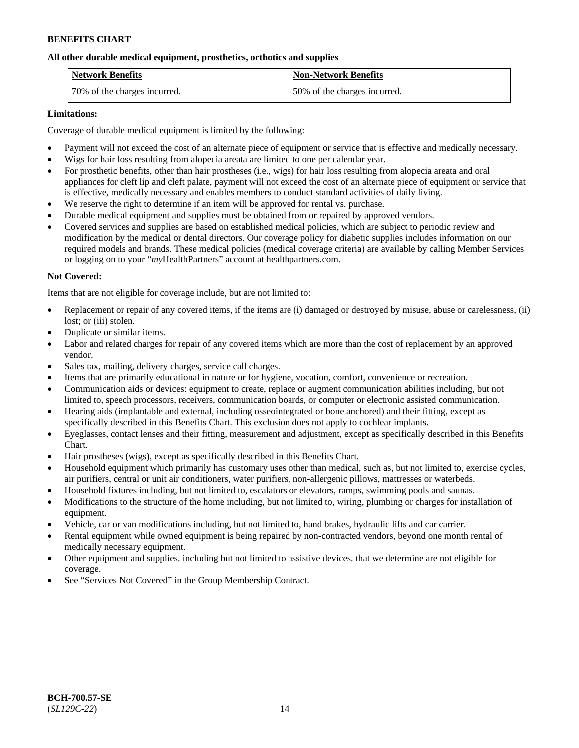**All other durable medical equipment, prosthetics, orthotics and supplies**

| Network Benefits | Non-Network Benefits |
| --- | --- |
| 70% of the charges incurred. | 50% of the charges incurred. |

**Limitations:**

Coverage of durable medical equipment is limited by the following:

- Payment will not exceed the cost of an alternate piece of equipment or service that is effective and medically necessary.
- Wigs for hair loss resulting from alopecia areata are limited to one per calendar year.
- For prosthetic benefits, other than hair prostheses (i.e., wigs) for hair loss resulting from alopecia areata and oral appliances for cleft lip and cleft palate, payment will not exceed the cost of an alternate piece of equipment or service that is effective, medically necessary and enables members to conduct standard activities of daily living.
- We reserve the right to determine if an item will be approved for rental vs. purchase.
- Durable medical equipment and supplies must be obtained from or repaired by approved vendors.
- Covered services and supplies are based on established medical policies, which are subject to periodic review and modification by the medical or dental directors. Our coverage policy for diabetic supplies includes information on our required models and brands. These medical policies (medical coverage criteria) are available by calling Member Services or logging on to your "*my*HealthPartners" account at healthpartners.com.

**Not Covered:**

Items that are not eligible for coverage include, but are not limited to:

- Replacement or repair of any covered items, if the items are (i) damaged or destroyed by misuse, abuse or carelessness, (ii) lost; or (iii) stolen.
- Duplicate or similar items.
- Labor and related charges for repair of any covered items which are more than the cost of replacement by an approved vendor.
- Sales tax, mailing, delivery charges, service call charges.
- Items that are primarily educational in nature or for hygiene, vocation, comfort, convenience or recreation.
- Communication aids or devices: equipment to create, replace or augment communication abilities including, but not limited to, speech processors, receivers, communication boards, or computer or electronic assisted communication.
- Hearing aids (implantable and external, including osseointegrated or bone anchored) and their fitting, except as specifically described in this Benefits Chart. This exclusion does not apply to cochlear implants.
- Eyeglasses, contact lenses and their fitting, measurement and adjustment, except as specifically described in this Benefits Chart.
- Hair prostheses (wigs), except as specifically described in this Benefits Chart.
- Household equipment which primarily has customary uses other than medical, such as, but not limited to, exercise cycles, air purifiers, central or unit air conditioners, water purifiers, non-allergenic pillows, mattresses or waterbeds.
- Household fixtures including, but not limited to, escalators or elevators, ramps, swimming pools and saunas.
- Modifications to the structure of the home including, but not limited to, wiring, plumbing or charges for installation of equipment.
- Vehicle, car or van modifications including, but not limited to, hand brakes, hydraulic lifts and car carrier.
- Rental equipment while owned equipment is being repaired by non-contracted vendors, beyond one month rental of medically necessary equipment.
- Other equipment and supplies, including but not limited to assistive devices, that we determine are not eligible for coverage.
- See "Services Not Covered" in the Group Membership Contract.

**BCH-700.57-SE**
(*SL129C-22*)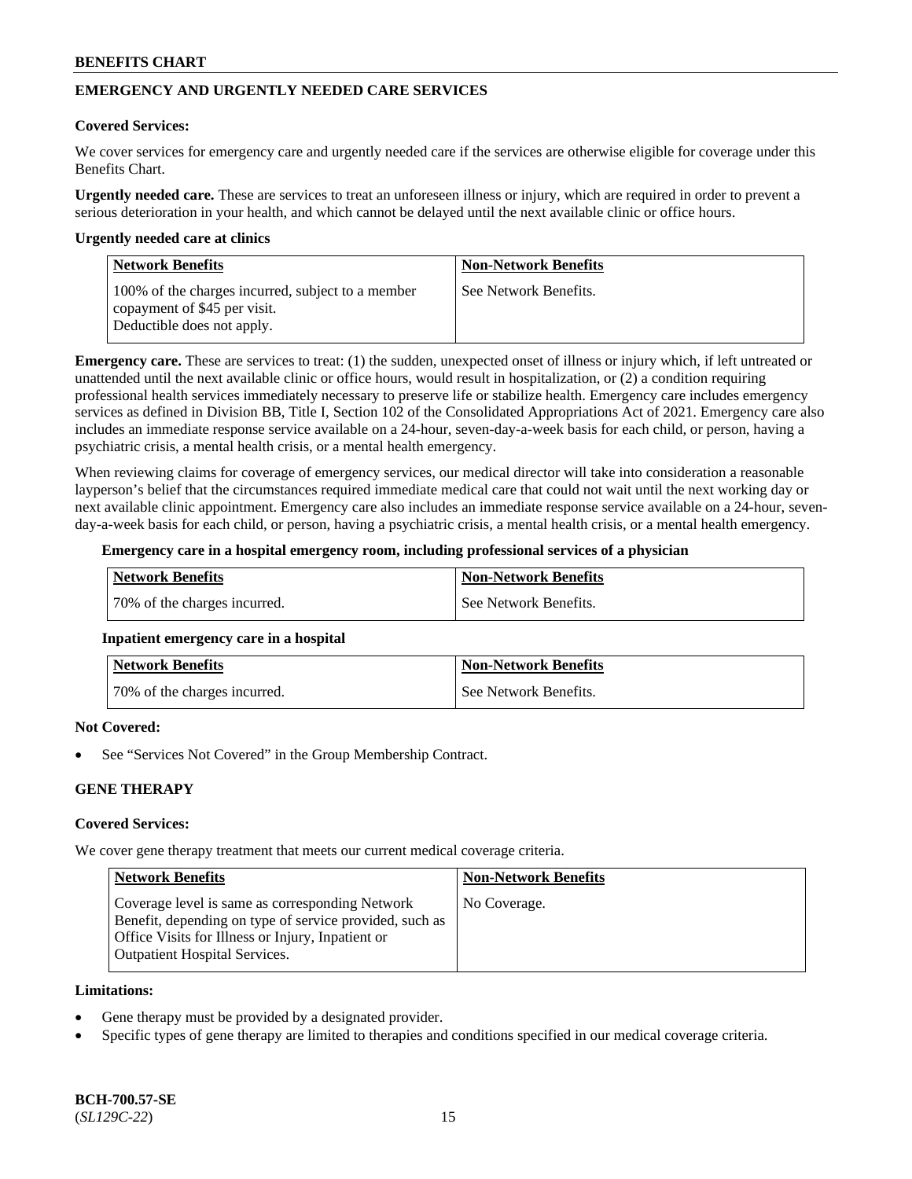## EMERGENCY AND URGENTLY NEEDED CARE SERVICES

**Covered Services:**

We cover services for emergency care and urgently needed care if the services are otherwise eligible for coverage under this Benefits Chart.

**Urgently needed care.** These are services to treat an unforeseen illness or injury, which are required in order to prevent a serious deterioration in your health, and which cannot be delayed until the next available clinic or office hours.

**Urgently needed care at clinics**

| Network Benefits | Non-Network Benefits |
|---|---|
| 100% of the charges incurred, subject to a member copayment of $45 per visit. Deductible does not apply. | See Network Benefits. |

**Emergency care.** These are services to treat: (1) the sudden, unexpected onset of illness or injury which, if left untreated or unattended until the next available clinic or office hours, would result in hospitalization, or (2) a condition requiring professional health services immediately necessary to preserve life or stabilize health. Emergency care includes emergency services as defined in Division BB, Title I, Section 102 of the Consolidated Appropriations Act of 2021. Emergency care also includes an immediate response service available on a 24-hour, seven-day-a-week basis for each child, or person, having a psychiatric crisis, a mental health crisis, or a mental health emergency.

When reviewing claims for coverage of emergency services, our medical director will take into consideration a reasonable layperson's belief that the circumstances required immediate medical care that could not wait until the next working day or next available clinic appointment. Emergency care also includes an immediate response service available on a 24-hour, seven-day-a-week basis for each child, or person, having a psychiatric crisis, a mental health crisis, or a mental health emergency.

**Emergency care in a hospital emergency room, including professional services of a physician**

| Network Benefits | Non-Network Benefits |
|---|---|
| 70% of the charges incurred. | See Network Benefits. |

**Inpatient emergency care in a hospital**

| Network Benefits | Non-Network Benefits |
|---|---|
| 70% of the charges incurred. | See Network Benefits. |

**Not Covered:**

- See "Services Not Covered" in the Group Membership Contract.

## GENE THERAPY

**Covered Services:**

We cover gene therapy treatment that meets our current medical coverage criteria.

| Network Benefits | Non-Network Benefits |
|---|---|
| Coverage level is same as corresponding Network Benefit, depending on type of service provided, such as Office Visits for Illness or Injury, Inpatient or Outpatient Hospital Services. | No Coverage. |

**Limitations:**

- Gene therapy must be provided by a designated provider.
- Specific types of gene therapy are limited to therapies and conditions specified in our medical coverage criteria.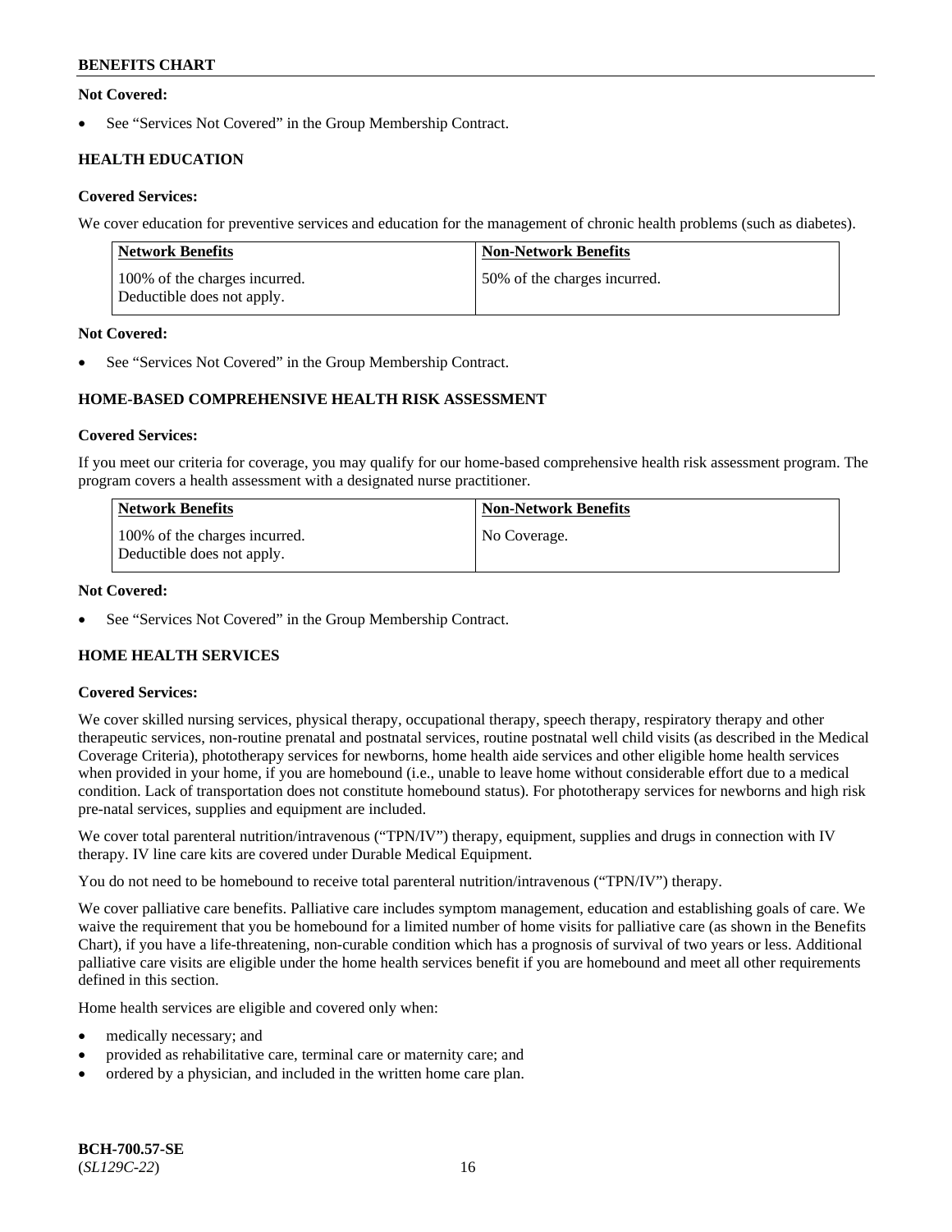**Not Covered:**

- See "Services Not Covered" in the Group Membership Contract.

### HEALTH EDUCATION

**Covered Services:**

We cover education for preventive services and education for the management of chronic health problems (such as diabetes).

| Network Benefits | Non-Network Benefits |
|---|---|
| 100% of the charges incurred. Deductible does not apply. | 50% of the charges incurred. |

**Not Covered:**

- See "Services Not Covered" in the Group Membership Contract.

### HOME-BASED COMPREHENSIVE HEALTH RISK ASSESSMENT

**Covered Services:**

If you meet our criteria for coverage, you may qualify for our home-based comprehensive health risk assessment program. The program covers a health assessment with a designated nurse practitioner.

| Network Benefits | Non-Network Benefits |
|---|---|
| 100% of the charges incurred. Deductible does not apply. | No Coverage. |

**Not Covered:**

- See "Services Not Covered" in the Group Membership Contract.

### HOME HEALTH SERVICES

**Covered Services:**

We cover skilled nursing services, physical therapy, occupational therapy, speech therapy, respiratory therapy and other therapeutic services, non-routine prenatal and postnatal services, routine postnatal well child visits (as described in the Medical Coverage Criteria), phototherapy services for newborns, home health aide services and other eligible home health services when provided in your home, if you are homebound (i.e., unable to leave home without considerable effort due to a medical condition. Lack of transportation does not constitute homebound status). For phototherapy services for newborns and high risk pre-natal services, supplies and equipment are included.

We cover total parenteral nutrition/intravenous ("TPN/IV") therapy, equipment, supplies and drugs in connection with IV therapy. IV line care kits are covered under Durable Medical Equipment.

You do not need to be homebound to receive total parenteral nutrition/intravenous ("TPN/IV") therapy.

We cover palliative care benefits. Palliative care includes symptom management, education and establishing goals of care. We waive the requirement that you be homebound for a limited number of home visits for palliative care (as shown in the Benefits Chart), if you have a life-threatening, non-curable condition which has a prognosis of survival of two years or less. Additional palliative care visits are eligible under the home health services benefit if you are homebound and meet all other requirements defined in this section.

Home health services are eligible and covered only when:

- medically necessary; and
- provided as rehabilitative care, terminal care or maternity care; and
- ordered by a physician, and included in the written home care plan.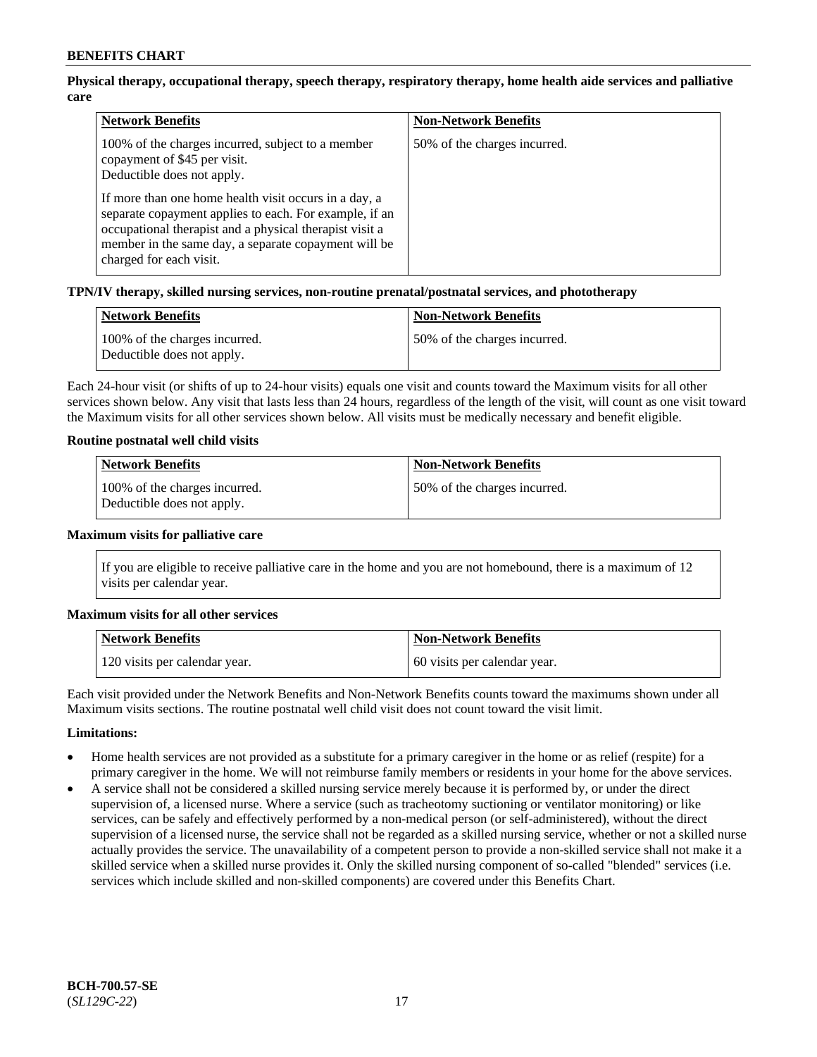**Physical therapy, occupational therapy, speech therapy, respiratory therapy, home health aide services and palliative care**

| Network Benefits | Non-Network Benefits |
|---|---|
| 100% of the charges incurred, subject to a member copayment of $45 per visit.<br>Deductible does not apply.<br><br>If more than one home health visit occurs in a day, a separate copayment applies to each. For example, if an occupational therapist and a physical therapist visit a member in the same day, a separate copayment will be charged for each visit. | 50% of the charges incurred. |

**TPN/IV therapy, skilled nursing services, non-routine prenatal/postnatal services, and phototherapy**

| Network Benefits | Non-Network Benefits |
|---|---|
| 100% of the charges incurred.<br>Deductible does not apply. | 50% of the charges incurred. |

Each 24-hour visit (or shifts of up to 24-hour visits) equals one visit and counts toward the Maximum visits for all other services shown below. Any visit that lasts less than 24 hours, regardless of the length of the visit, will count as one visit toward the Maximum visits for all other services shown below. All visits must be medically necessary and benefit eligible.

**Routine postnatal well child visits**

| Network Benefits | Non-Network Benefits |
|---|---|
| 100% of the charges incurred.<br>Deductible does not apply. | 50% of the charges incurred. |

**Maximum visits for palliative care**

If you are eligible to receive palliative care in the home and you are not homebound, there is a maximum of 12 visits per calendar year.

**Maximum visits for all other services**

| Network Benefits | Non-Network Benefits |
|---|---|
| 120 visits per calendar year. | 60 visits per calendar year. |

Each visit provided under the Network Benefits and Non-Network Benefits counts toward the maximums shown under all Maximum visits sections. The routine postnatal well child visit does not count toward the visit limit.

**Limitations:**

- Home health services are not provided as a substitute for a primary caregiver in the home or as relief (respite) for a primary caregiver in the home. We will not reimburse family members or residents in your home for the above services.
- A service shall not be considered a skilled nursing service merely because it is performed by, or under the direct supervision of, a licensed nurse. Where a service (such as tracheotomy suctioning or ventilator monitoring) or like services, can be safely and effectively performed by a non-medical person (or self-administered), without the direct supervision of a licensed nurse, the service shall not be regarded as a skilled nursing service, whether or not a skilled nurse actually provides the service. The unavailability of a competent person to provide a non-skilled service shall not make it a skilled service when a skilled nurse provides it. Only the skilled nursing component of so-called "blended" services (i.e. services which include skilled and non-skilled components) are covered under this Benefits Chart.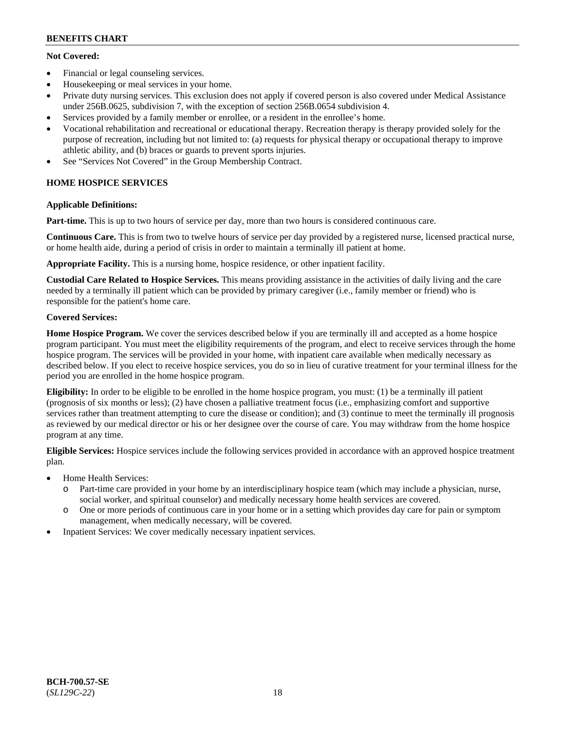**Not Covered:**

- Financial or legal counseling services.
- Housekeeping or meal services in your home.
- Private duty nursing services. This exclusion does not apply if covered person is also covered under Medical Assistance under 256B.0625, subdivision 7, with the exception of section 256B.0654 subdivision 4.
- Services provided by a family member or enrollee, or a resident in the enrollee's home.
- Vocational rehabilitation and recreational or educational therapy. Recreation therapy is therapy provided solely for the purpose of recreation, including but not limited to: (a) requests for physical therapy or occupational therapy to improve athletic ability, and (b) braces or guards to prevent sports injuries.
- See "Services Not Covered" in the Group Membership Contract.

## HOME HOSPICE SERVICES

**Applicable Definitions:**

**Part-time.** This is up to two hours of service per day, more than two hours is considered continuous care.

**Continuous Care.** This is from two to twelve hours of service per day provided by a registered nurse, licensed practical nurse, or home health aide, during a period of crisis in order to maintain a terminally ill patient at home.

**Appropriate Facility.** This is a nursing home, hospice residence, or other inpatient facility.

**Custodial Care Related to Hospice Services.** This means providing assistance in the activities of daily living and the care needed by a terminally ill patient which can be provided by primary caregiver (i.e., family member or friend) who is responsible for the patient's home care.

**Covered Services:**

**Home Hospice Program.** We cover the services described below if you are terminally ill and accepted as a home hospice program participant. You must meet the eligibility requirements of the program, and elect to receive services through the home hospice program. The services will be provided in your home, with inpatient care available when medically necessary as described below. If you elect to receive hospice services, you do so in lieu of curative treatment for your terminal illness for the period you are enrolled in the home hospice program.

**Eligibility:** In order to be eligible to be enrolled in the home hospice program, you must: (1) be a terminally ill patient (prognosis of six months or less); (2) have chosen a palliative treatment focus (i.e., emphasizing comfort and supportive services rather than treatment attempting to cure the disease or condition); and (3) continue to meet the terminally ill prognosis as reviewed by our medical director or his or her designee over the course of care. You may withdraw from the home hospice program at any time.

**Eligible Services:** Hospice services include the following services provided in accordance with an approved hospice treatment plan.

- Home Health Services:
  - Part-time care provided in your home by an interdisciplinary hospice team (which may include a physician, nurse, social worker, and spiritual counselor) and medically necessary home health services are covered.
  - One or more periods of continuous care in your home or in a setting which provides day care for pain or symptom management, when medically necessary, will be covered.
- Inpatient Services: We cover medically necessary inpatient services.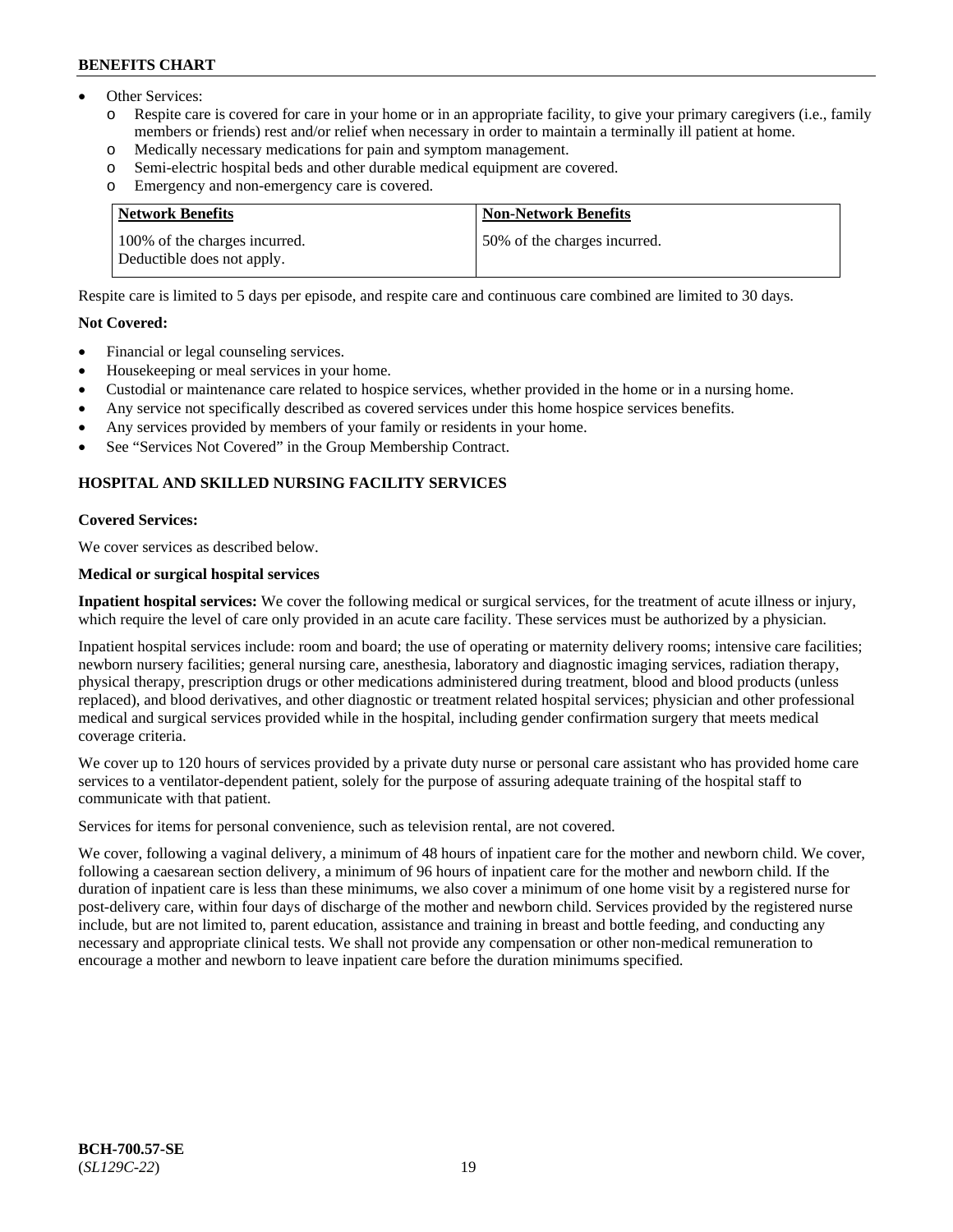- Other Services:
  - Respite care is covered for care in your home or in an appropriate facility, to give your primary caregivers (i.e., family members or friends) rest and/or relief when necessary in order to maintain a terminally ill patient at home.
  - Medically necessary medications for pain and symptom management.
  - Semi-electric hospital beds and other durable medical equipment are covered.
  - Emergency and non-emergency care is covered.

| Network Benefits | Non-Network Benefits |
| --- | --- |
| 100% of the charges incurred. Deductible does not apply. | 50% of the charges incurred. |

Respite care is limited to 5 days per episode, and respite care and continuous care combined are limited to 30 days.

**Not Covered:**

- Financial or legal counseling services.
- Housekeeping or meal services in your home.
- Custodial or maintenance care related to hospice services, whether provided in the home or in a nursing home.
- Any service not specifically described as covered services under this home hospice services benefits.
- Any services provided by members of your family or residents in your home.
- See "Services Not Covered" in the Group Membership Contract.

## HOSPITAL AND SKILLED NURSING FACILITY SERVICES

**Covered Services:**

We cover services as described below.

**Medical or surgical hospital services**

**Inpatient hospital services:** We cover the following medical or surgical services, for the treatment of acute illness or injury, which require the level of care only provided in an acute care facility. These services must be authorized by a physician.

Inpatient hospital services include: room and board; the use of operating or maternity delivery rooms; intensive care facilities; newborn nursery facilities; general nursing care, anesthesia, laboratory and diagnostic imaging services, radiation therapy, physical therapy, prescription drugs or other medications administered during treatment, blood and blood products (unless replaced), and blood derivatives, and other diagnostic or treatment related hospital services; physician and other professional medical and surgical services provided while in the hospital, including gender confirmation surgery that meets medical coverage criteria.

We cover up to 120 hours of services provided by a private duty nurse or personal care assistant who has provided home care services to a ventilator-dependent patient, solely for the purpose of assuring adequate training of the hospital staff to communicate with that patient.

Services for items for personal convenience, such as television rental, are not covered.

We cover, following a vaginal delivery, a minimum of 48 hours of inpatient care for the mother and newborn child. We cover, following a caesarean section delivery, a minimum of 96 hours of inpatient care for the mother and newborn child. If the duration of inpatient care is less than these minimums, we also cover a minimum of one home visit by a registered nurse for post-delivery care, within four days of discharge of the mother and newborn child. Services provided by the registered nurse include, but are not limited to, parent education, assistance and training in breast and bottle feeding, and conducting any necessary and appropriate clinical tests. We shall not provide any compensation or other non-medical remuneration to encourage a mother and newborn to leave inpatient care before the duration minimums specified.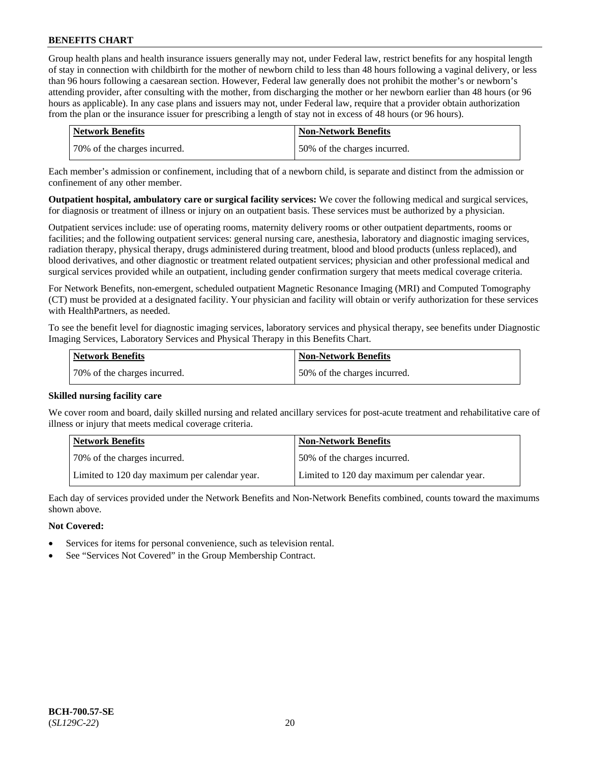Group health plans and health insurance issuers generally may not, under Federal law, restrict benefits for any hospital length of stay in connection with childbirth for the mother of newborn child to less than 48 hours following a vaginal delivery, or less than 96 hours following a caesarean section. However, Federal law generally does not prohibit the mother's or newborn's attending provider, after consulting with the mother, from discharging the mother or her newborn earlier than 48 hours (or 96 hours as applicable). In any case plans and issuers may not, under Federal law, require that a provider obtain authorization from the plan or the insurance issuer for prescribing a length of stay not in excess of 48 hours (or 96 hours).

| Network Benefits | Non-Network Benefits |
|---|---|
| 70% of the charges incurred. | 50% of the charges incurred. |

Each member's admission or confinement, including that of a newborn child, is separate and distinct from the admission or confinement of any other member.

**Outpatient hospital, ambulatory care or surgical facility services:** We cover the following medical and surgical services, for diagnosis or treatment of illness or injury on an outpatient basis. These services must be authorized by a physician.

Outpatient services include: use of operating rooms, maternity delivery rooms or other outpatient departments, rooms or facilities; and the following outpatient services: general nursing care, anesthesia, laboratory and diagnostic imaging services, radiation therapy, physical therapy, drugs administered during treatment, blood and blood products (unless replaced), and blood derivatives, and other diagnostic or treatment related outpatient services; physician and other professional medical and surgical services provided while an outpatient, including gender confirmation surgery that meets medical coverage criteria.

For Network Benefits, non-emergent, scheduled outpatient Magnetic Resonance Imaging (MRI) and Computed Tomography (CT) must be provided at a designated facility. Your physician and facility will obtain or verify authorization for these services with HealthPartners, as needed.

To see the benefit level for diagnostic imaging services, laboratory services and physical therapy, see benefits under Diagnostic Imaging Services, Laboratory Services and Physical Therapy in this Benefits Chart.

| Network Benefits | Non-Network Benefits |
|---|---|
| 70% of the charges incurred. | 50% of the charges incurred. |

**Skilled nursing facility care**

We cover room and board, daily skilled nursing and related ancillary services for post-acute treatment and rehabilitative care of illness or injury that meets medical coverage criteria.

| Network Benefits | Non-Network Benefits |
|---|---|
| 70% of the charges incurred. | 50% of the charges incurred. |
| Limited to 120 day maximum per calendar year. | Limited to 120 day maximum per calendar year. |

Each day of services provided under the Network Benefits and Non-Network Benefits combined, counts toward the maximums shown above.

**Not Covered:**

- Services for items for personal convenience, such as television rental.
- See "Services Not Covered" in the Group Membership Contract.

**BCH-700.57-SE**
(*SL129C-22*)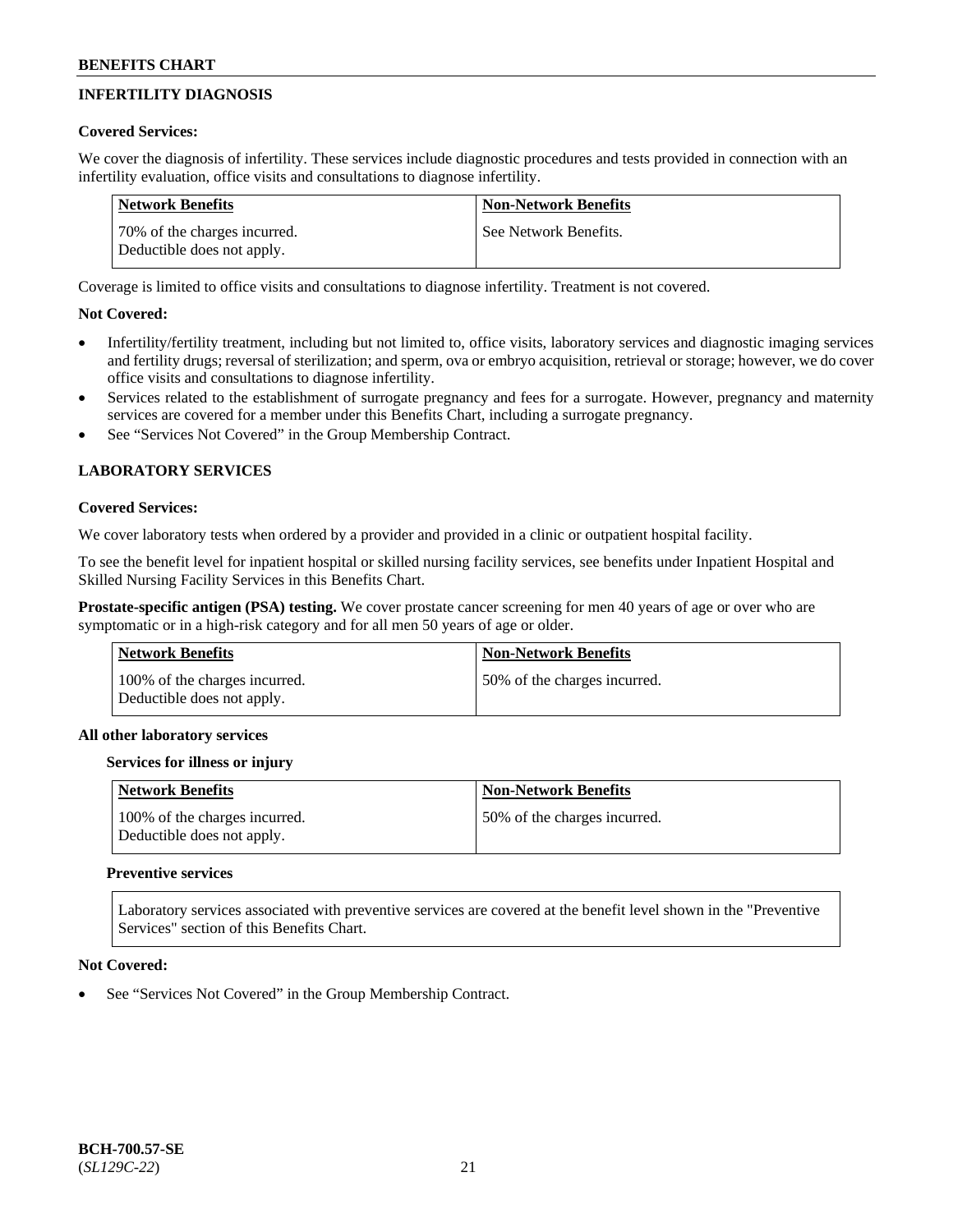## INFERTILITY DIAGNOSIS

**Covered Services:**

We cover the diagnosis of infertility. These services include diagnostic procedures and tests provided in connection with an infertility evaluation, office visits and consultations to diagnose infertility.

| Network Benefits | Non-Network Benefits |
|---|---|
| 70% of the charges incurred. Deductible does not apply. | See Network Benefits. |

Coverage is limited to office visits and consultations to diagnose infertility. Treatment is not covered.

**Not Covered:**

- Infertility/fertility treatment, including but not limited to, office visits, laboratory services and diagnostic imaging services and fertility drugs; reversal of sterilization; and sperm, ova or embryo acquisition, retrieval or storage; however, we do cover office visits and consultations to diagnose infertility.
- Services related to the establishment of surrogate pregnancy and fees for a surrogate. However, pregnancy and maternity services are covered for a member under this Benefits Chart, including a surrogate pregnancy.
- See "Services Not Covered" in the Group Membership Contract.

## LABORATORY SERVICES

**Covered Services:**

We cover laboratory tests when ordered by a provider and provided in a clinic or outpatient hospital facility.

To see the benefit level for inpatient hospital or skilled nursing facility services, see benefits under Inpatient Hospital and Skilled Nursing Facility Services in this Benefits Chart.

**Prostate-specific antigen (PSA) testing.** We cover prostate cancer screening for men 40 years of age or over who are symptomatic or in a high-risk category and for all men 50 years of age or older.

| Network Benefits | Non-Network Benefits |
|---|---|
| 100% of the charges incurred. Deductible does not apply. | 50% of the charges incurred. |

**All other laboratory services**

**Services for illness or injury**

| Network Benefits | Non-Network Benefits |
|---|---|
| 100% of the charges incurred. Deductible does not apply. | 50% of the charges incurred. |

**Preventive services**

Laboratory services associated with preventive services are covered at the benefit level shown in the "Preventive Services" section of this Benefits Chart.

**Not Covered:**

- See "Services Not Covered" in the Group Membership Contract.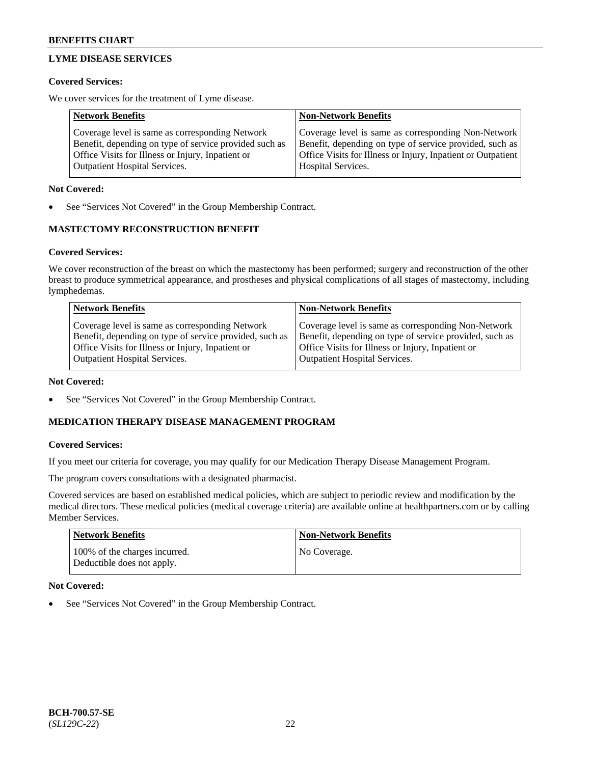## LYME DISEASE SERVICES

**Covered Services:**

We cover services for the treatment of Lyme disease.

| Network Benefits | Non-Network Benefits |
| --- | --- |
| Coverage level is same as corresponding Network Benefit, depending on type of service provided such as Office Visits for Illness or Injury, Inpatient or Outpatient Hospital Services. | Coverage level is same as corresponding Non-Network Benefit, depending on type of service provided, such as Office Visits for Illness or Injury, Inpatient or Outpatient Hospital Services. |

**Not Covered:**

- See "Services Not Covered" in the Group Membership Contract.

## MASTECTOMY RECONSTRUCTION BENEFIT

**Covered Services:**

We cover reconstruction of the breast on which the mastectomy has been performed; surgery and reconstruction of the other breast to produce symmetrical appearance, and prostheses and physical complications of all stages of mastectomy, including lymphedemas.

| Network Benefits | Non-Network Benefits |
| --- | --- |
| Coverage level is same as corresponding Network Benefit, depending on type of service provided, such as Office Visits for Illness or Injury, Inpatient or Outpatient Hospital Services. | Coverage level is same as corresponding Non-Network Benefit, depending on type of service provided, such as Office Visits for Illness or Injury, Inpatient or Outpatient Hospital Services. |

**Not Covered:**

- See "Services Not Covered" in the Group Membership Contract.

## MEDICATION THERAPY DISEASE MANAGEMENT PROGRAM

**Covered Services:**

If you meet our criteria for coverage, you may qualify for our Medication Therapy Disease Management Program.

The program covers consultations with a designated pharmacist.

Covered services are based on established medical policies, which are subject to periodic review and modification by the medical directors. These medical policies (medical coverage criteria) are available online at healthpartners.com or by calling Member Services.

| Network Benefits | Non-Network Benefits |
| --- | --- |
| 100% of the charges incurred. Deductible does not apply. | No Coverage. |

**Not Covered:**

- See "Services Not Covered" in the Group Membership Contract.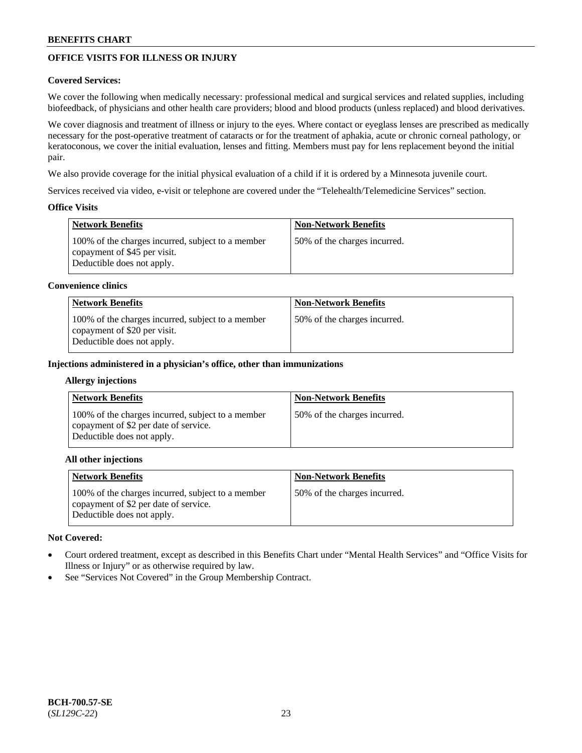## OFFICE VISITS FOR ILLNESS OR INJURY

**Covered Services:**

We cover the following when medically necessary: professional medical and surgical services and related supplies, including biofeedback, of physicians and other health care providers; blood and blood products (unless replaced) and blood derivatives.

We cover diagnosis and treatment of illness or injury to the eyes. Where contact or eyeglass lenses are prescribed as medically necessary for the post-operative treatment of cataracts or for the treatment of aphakia, acute or chronic corneal pathology, or keratoconous, we cover the initial evaluation, lenses and fitting. Members must pay for lens replacement beyond the initial pair.

We also provide coverage for the initial physical evaluation of a child if it is ordered by a Minnesota juvenile court.

Services received via video, e-visit or telephone are covered under the "Telehealth/Telemedicine Services" section.

**Office Visits**

| Network Benefits | Non-Network Benefits |
|---|---|
| 100% of the charges incurred, subject to a member copayment of $45 per visit. Deductible does not apply. | 50% of the charges incurred. |

**Convenience clinics**

| Network Benefits | Non-Network Benefits |
|---|---|
| 100% of the charges incurred, subject to a member copayment of $20 per visit. Deductible does not apply. | 50% of the charges incurred. |

**Injections administered in a physician's office, other than immunizations**

**Allergy injections**

| Network Benefits | Non-Network Benefits |
|---|---|
| 100% of the charges incurred, subject to a member copayment of $2 per date of service. Deductible does not apply. | 50% of the charges incurred. |

**All other injections**

| Network Benefits | Non-Network Benefits |
|---|---|
| 100% of the charges incurred, subject to a member copayment of $2 per date of service. Deductible does not apply. | 50% of the charges incurred. |

**Not Covered:**

- Court ordered treatment, except as described in this Benefits Chart under "Mental Health Services" and "Office Visits for Illness or Injury" or as otherwise required by law.
- See "Services Not Covered" in the Group Membership Contract.

**BCH-700.57-SE**
(*SL129C-22*)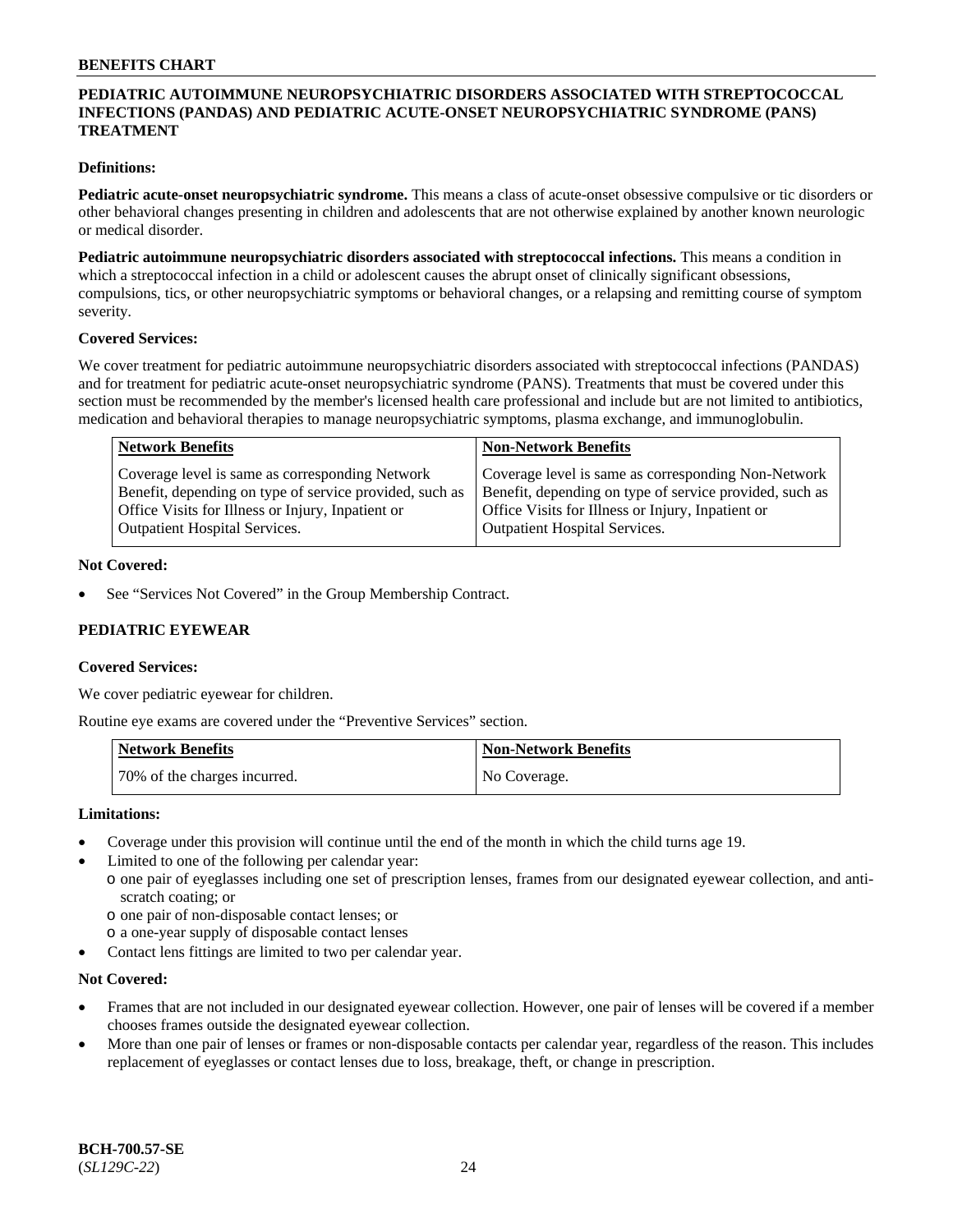## PEDIATRIC AUTOIMMUNE NEUROPSYCHIATRIC DISORDERS ASSOCIATED WITH STREPTOCOCCAL INFECTIONS (PANDAS) AND PEDIATRIC ACUTE-ONSET NEUROPSYCHIATRIC SYNDROME (PANS) TREATMENT

**Definitions:**

**Pediatric acute-onset neuropsychiatric syndrome.** This means a class of acute-onset obsessive compulsive or tic disorders or other behavioral changes presenting in children and adolescents that are not otherwise explained by another known neurologic or medical disorder.

**Pediatric autoimmune neuropsychiatric disorders associated with streptococcal infections.** This means a condition in which a streptococcal infection in a child or adolescent causes the abrupt onset of clinically significant obsessions, compulsions, tics, or other neuropsychiatric symptoms or behavioral changes, or a relapsing and remitting course of symptom severity.

**Covered Services:**

We cover treatment for pediatric autoimmune neuropsychiatric disorders associated with streptococcal infections (PANDAS) and for treatment for pediatric acute-onset neuropsychiatric syndrome (PANS). Treatments that must be covered under this section must be recommended by the member's licensed health care professional and include but are not limited to antibiotics, medication and behavioral therapies to manage neuropsychiatric symptoms, plasma exchange, and immunoglobulin.

| Network Benefits | Non-Network Benefits |
|---|---|
| Coverage level is same as corresponding Network Benefit, depending on type of service provided, such as Office Visits for Illness or Injury, Inpatient or Outpatient Hospital Services. | Coverage level is same as corresponding Non-Network Benefit, depending on type of service provided, such as Office Visits for Illness or Injury, Inpatient or Outpatient Hospital Services. |

**Not Covered:**

- See "Services Not Covered" in the Group Membership Contract.

## PEDIATRIC EYEWEAR

**Covered Services:**

We cover pediatric eyewear for children.

Routine eye exams are covered under the "Preventive Services" section.

| Network Benefits | Non-Network Benefits |
|---|---|
| 70% of the charges incurred. | No Coverage. |

**Limitations:**

- Coverage under this provision will continue until the end of the month in which the child turns age 19.
- Limited to one of the following per calendar year:
  - one pair of eyeglasses including one set of prescription lenses, frames from our designated eyewear collection, and anti-scratch coating; or
  - one pair of non-disposable contact lenses; or
  - a one-year supply of disposable contact lenses
- Contact lens fittings are limited to two per calendar year.

**Not Covered:**

- Frames that are not included in our designated eyewear collection. However, one pair of lenses will be covered if a member chooses frames outside the designated eyewear collection.
- More than one pair of lenses or frames or non-disposable contacts per calendar year, regardless of the reason. This includes replacement of eyeglasses or contact lenses due to loss, breakage, theft, or change in prescription.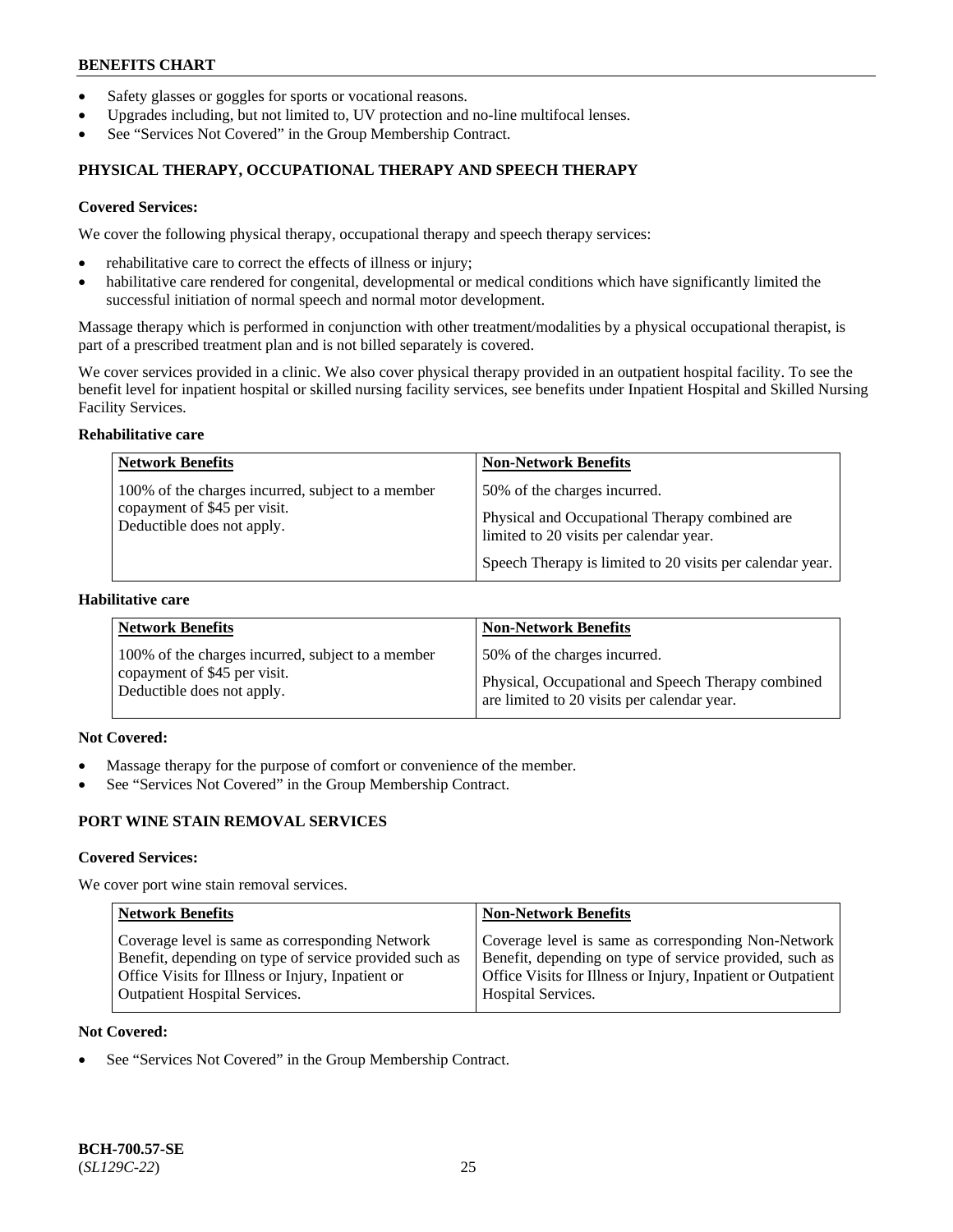- Safety glasses or goggles for sports or vocational reasons.
- Upgrades including, but not limited to, UV protection and no-line multifocal lenses.
- See "Services Not Covered" in the Group Membership Contract.

### PHYSICAL THERAPY, OCCUPATIONAL THERAPY AND SPEECH THERAPY

**Covered Services:**

We cover the following physical therapy, occupational therapy and speech therapy services:

- rehabilitative care to correct the effects of illness or injury;
- habilitative care rendered for congenital, developmental or medical conditions which have significantly limited the successful initiation of normal speech and normal motor development.

Massage therapy which is performed in conjunction with other treatment/modalities by a physical occupational therapist, is part of a prescribed treatment plan and is not billed separately is covered.

We cover services provided in a clinic. We also cover physical therapy provided in an outpatient hospital facility. To see the benefit level for inpatient hospital or skilled nursing facility services, see benefits under Inpatient Hospital and Skilled Nursing Facility Services.

**Rehabilitative care**

| Network Benefits | Non-Network Benefits |
|---|---|
| 100% of the charges incurred, subject to a member copayment of $45 per visit. Deductible does not apply. | 50% of the charges incurred.<br><br>Physical and Occupational Therapy combined are limited to 20 visits per calendar year.<br><br>Speech Therapy is limited to 20 visits per calendar year. |

**Habilitative care**

| Network Benefits | Non-Network Benefits |
|---|---|
| 100% of the charges incurred, subject to a member copayment of $45 per visit. Deductible does not apply. | 50% of the charges incurred.<br><br>Physical, Occupational and Speech Therapy combined are limited to 20 visits per calendar year. |

**Not Covered:**

- Massage therapy for the purpose of comfort or convenience of the member.
- See "Services Not Covered" in the Group Membership Contract.

### PORT WINE STAIN REMOVAL SERVICES

**Covered Services:**

We cover port wine stain removal services.

| Network Benefits | Non-Network Benefits |
|---|---|
| Coverage level is same as corresponding Network Benefit, depending on type of service provided such as Office Visits for Illness or Injury, Inpatient or Outpatient Hospital Services. | Coverage level is same as corresponding Non-Network Benefit, depending on type of service provided, such as Office Visits for Illness or Injury, Inpatient or Outpatient Hospital Services. |

**Not Covered:**

- See "Services Not Covered" in the Group Membership Contract.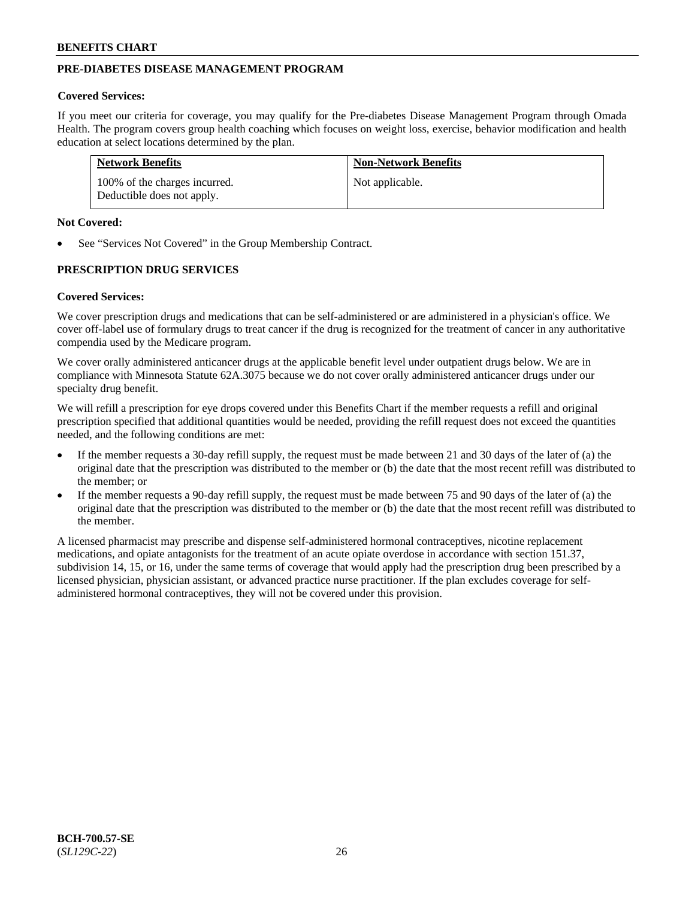## PRE-DIABETES DISEASE MANAGEMENT PROGRAM

**Covered Services:**

If you meet our criteria for coverage, you may qualify for the Pre-diabetes Disease Management Program through Omada Health. The program covers group health coaching which focuses on weight loss, exercise, behavior modification and health education at select locations determined by the plan.

| Network Benefits | Non-Network Benefits |
|---|---|
| 100% of the charges incurred. Deductible does not apply. | Not applicable. |

**Not Covered:**

- See "Services Not Covered" in the Group Membership Contract.

## PRESCRIPTION DRUG SERVICES

**Covered Services:**

We cover prescription drugs and medications that can be self-administered or are administered in a physician's office. We cover off-label use of formulary drugs to treat cancer if the drug is recognized for the treatment of cancer in any authoritative compendia used by the Medicare program.

We cover orally administered anticancer drugs at the applicable benefit level under outpatient drugs below. We are in compliance with Minnesota Statute 62A.3075 because we do not cover orally administered anticancer drugs under our specialty drug benefit.

We will refill a prescription for eye drops covered under this Benefits Chart if the member requests a refill and original prescription specified that additional quantities would be needed, providing the refill request does not exceed the quantities needed, and the following conditions are met:

- If the member requests a 30-day refill supply, the request must be made between 21 and 30 days of the later of (a) the original date that the prescription was distributed to the member or (b) the date that the most recent refill was distributed to the member; or
- If the member requests a 90-day refill supply, the request must be made between 75 and 90 days of the later of (a) the original date that the prescription was distributed to the member or (b) the date that the most recent refill was distributed to the member.

A licensed pharmacist may prescribe and dispense self-administered hormonal contraceptives, nicotine replacement medications, and opiate antagonists for the treatment of an acute opiate overdose in accordance with section 151.37, subdivision 14, 15, or 16, under the same terms of coverage that would apply had the prescription drug been prescribed by a licensed physician, physician assistant, or advanced practice nurse practitioner. If the plan excludes coverage for self-administered hormonal contraceptives, they will not be covered under this provision.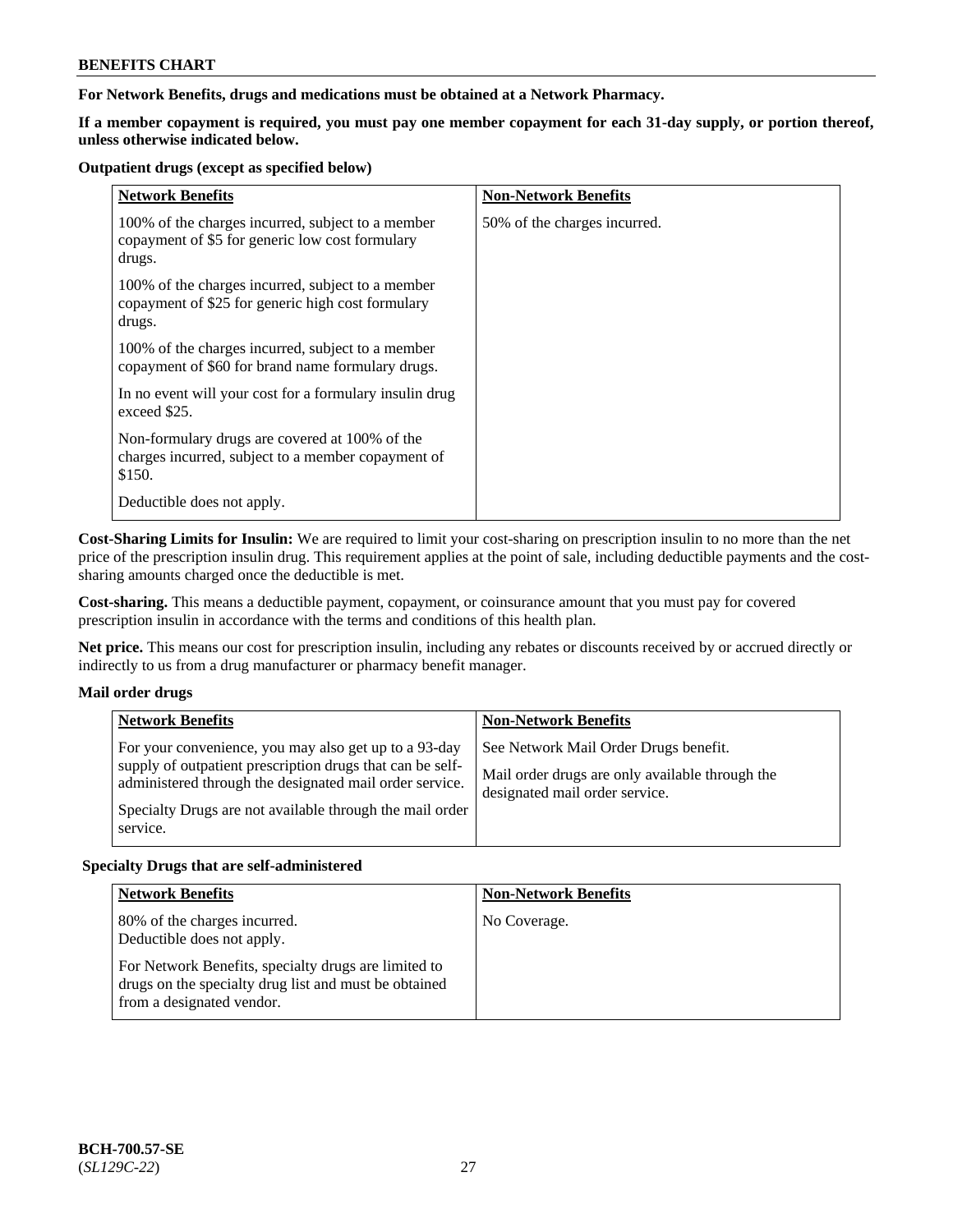**For Network Benefits, drugs and medications must be obtained at a Network Pharmacy.**

**If a member copayment is required, you must pay one member copayment for each 31-day supply, or portion thereof, unless otherwise indicated below.**

**Outpatient drugs (except as specified below)**

| Network Benefits | Non-Network Benefits |
|---|---|
| 100% of the charges incurred, subject to a member copayment of $5 for generic low cost formulary drugs.<br><br>100% of the charges incurred, subject to a member copayment of $25 for generic high cost formulary drugs.<br><br>100% of the charges incurred, subject to a member copayment of $60 for brand name formulary drugs.<br><br>In no event will your cost for a formulary insulin drug exceed $25.<br><br>Non-formulary drugs are covered at 100% of the charges incurred, subject to a member copayment of $150.<br><br>Deductible does not apply. | 50% of the charges incurred. |

**Cost-Sharing Limits for Insulin:** We are required to limit your cost-sharing on prescription insulin to no more than the net price of the prescription insulin drug. This requirement applies at the point of sale, including deductible payments and the cost-sharing amounts charged once the deductible is met.

**Cost-sharing.** This means a deductible payment, copayment, or coinsurance amount that you must pay for covered prescription insulin in accordance with the terms and conditions of this health plan.

**Net price.** This means our cost for prescription insulin, including any rebates or discounts received by or accrued directly or indirectly to us from a drug manufacturer or pharmacy benefit manager.

**Mail order drugs**

| Network Benefits | Non-Network Benefits |
|---|---|
| For your convenience, you may also get up to a 93-day supply of outpatient prescription drugs that can be self-administered through the designated mail order service.<br><br>Specialty Drugs are not available through the mail order service. | See Network Mail Order Drugs benefit.<br><br>Mail order drugs are only available through the designated mail order service. |

**Specialty Drugs that are self-administered**

| Network Benefits | Non-Network Benefits |
|---|---|
| 80% of the charges incurred.<br>Deductible does not apply.<br><br>For Network Benefits, specialty drugs are limited to drugs on the specialty drug list and must be obtained from a designated vendor. | No Coverage. |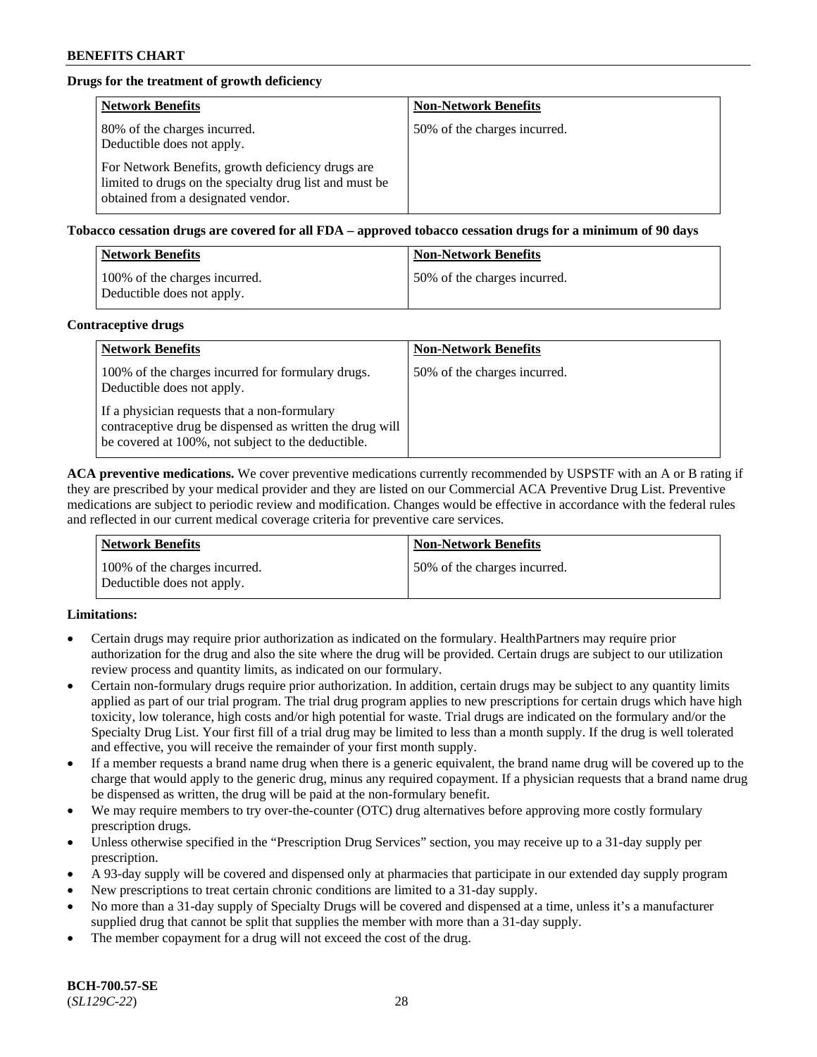**Drugs for the treatment of growth deficiency**

| Network Benefits | Non-Network Benefits |
|---|---|
| 80% of the charges incurred. Deductible does not apply.<br><br>For Network Benefits, growth deficiency drugs are limited to drugs on the specialty drug list and must be obtained from a designated vendor. | 50% of the charges incurred. |

**Tobacco cessation drugs are covered for all FDA – approved tobacco cessation drugs for a minimum of 90 days**

| Network Benefits | Non-Network Benefits |
|---|---|
| 100% of the charges incurred. Deductible does not apply. | 50% of the charges incurred. |

**Contraceptive drugs**

| Network Benefits | Non-Network Benefits |
|---|---|
| 100% of the charges incurred for formulary drugs. Deductible does not apply.<br><br>If a physician requests that a non-formulary contraceptive drug be dispensed as written the drug will be covered at 100%, not subject to the deductible. | 50% of the charges incurred. |

**ACA preventive medications.** We cover preventive medications currently recommended by USPSTF with an A or B rating if they are prescribed by your medical provider and they are listed on our Commercial ACA Preventive Drug List. Preventive medications are subject to periodic review and modification. Changes would be effective in accordance with the federal rules and reflected in our current medical coverage criteria for preventive care services.

| Network Benefits | Non-Network Benefits |
|---|---|
| 100% of the charges incurred. Deductible does not apply. | 50% of the charges incurred. |

**Limitations:**

- Certain drugs may require prior authorization as indicated on the formulary. HealthPartners may require prior authorization for the drug and also the site where the drug will be provided. Certain drugs are subject to our utilization review process and quantity limits, as indicated on our formulary.
- Certain non-formulary drugs require prior authorization. In addition, certain drugs may be subject to any quantity limits applied as part of our trial program. The trial drug program applies to new prescriptions for certain drugs which have high toxicity, low tolerance, high costs and/or high potential for waste. Trial drugs are indicated on the formulary and/or the Specialty Drug List. Your first fill of a trial drug may be limited to less than a month supply. If the drug is well tolerated and effective, you will receive the remainder of your first month supply.
- If a member requests a brand name drug when there is a generic equivalent, the brand name drug will be covered up to the charge that would apply to the generic drug, minus any required copayment. If a physician requests that a brand name drug be dispensed as written, the drug will be paid at the non-formulary benefit.
- We may require members to try over-the-counter (OTC) drug alternatives before approving more costly formulary prescription drugs.
- Unless otherwise specified in the "Prescription Drug Services" section, you may receive up to a 31-day supply per prescription.
- A 93-day supply will be covered and dispensed only at pharmacies that participate in our extended day supply program
- New prescriptions to treat certain chronic conditions are limited to a 31-day supply.
- No more than a 31-day supply of Specialty Drugs will be covered and dispensed at a time, unless it's a manufacturer supplied drug that cannot be split that supplies the member with more than a 31-day supply.
- The member copayment for a drug will not exceed the cost of the drug.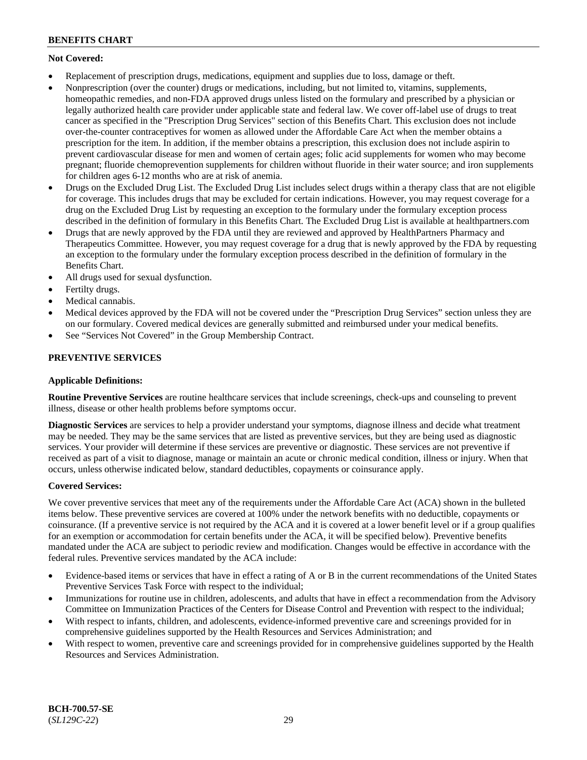**Not Covered:**

- Replacement of prescription drugs, medications, equipment and supplies due to loss, damage or theft.
- Nonprescription (over the counter) drugs or medications, including, but not limited to, vitamins, supplements, homeopathic remedies, and non-FDA approved drugs unless listed on the formulary and prescribed by a physician or legally authorized health care provider under applicable state and federal law. We cover off-label use of drugs to treat cancer as specified in the "Prescription Drug Services" section of this Benefits Chart. This exclusion does not include over-the-counter contraceptives for women as allowed under the Affordable Care Act when the member obtains a prescription for the item. In addition, if the member obtains a prescription, this exclusion does not include aspirin to prevent cardiovascular disease for men and women of certain ages; folic acid supplements for women who may become pregnant; fluoride chemoprevention supplements for children without fluoride in their water source; and iron supplements for children ages 6-12 months who are at risk of anemia.
- Drugs on the Excluded Drug List. The Excluded Drug List includes select drugs within a therapy class that are not eligible for coverage. This includes drugs that may be excluded for certain indications. However, you may request coverage for a drug on the Excluded Drug List by requesting an exception to the formulary under the formulary exception process described in the definition of formulary in this Benefits Chart. The Excluded Drug List is available at healthpartners.com
- Drugs that are newly approved by the FDA until they are reviewed and approved by HealthPartners Pharmacy and Therapeutics Committee. However, you may request coverage for a drug that is newly approved by the FDA by requesting an exception to the formulary under the formulary exception process described in the definition of formulary in the Benefits Chart.
- All drugs used for sexual dysfunction.
- Fertilty drugs.
- Medical cannabis.
- Medical devices approved by the FDA will not be covered under the "Prescription Drug Services" section unless they are on our formulary. Covered medical devices are generally submitted and reimbursed under your medical benefits.
- See "Services Not Covered" in the Group Membership Contract.

## PREVENTIVE SERVICES

**Applicable Definitions:**

**Routine Preventive Services** are routine healthcare services that include screenings, check-ups and counseling to prevent illness, disease or other health problems before symptoms occur.

**Diagnostic Services** are services to help a provider understand your symptoms, diagnose illness and decide what treatment may be needed. They may be the same services that are listed as preventive services, but they are being used as diagnostic services. Your provider will determine if these services are preventive or diagnostic. These services are not preventive if received as part of a visit to diagnose, manage or maintain an acute or chronic medical condition, illness or injury. When that occurs, unless otherwise indicated below, standard deductibles, copayments or coinsurance apply.

**Covered Services:**

We cover preventive services that meet any of the requirements under the Affordable Care Act (ACA) shown in the bulleted items below. These preventive services are covered at 100% under the network benefits with no deductible, copayments or coinsurance. (If a preventive service is not required by the ACA and it is covered at a lower benefit level or if a group qualifies for an exemption or accommodation for certain benefits under the ACA, it will be specified below). Preventive benefits mandated under the ACA are subject to periodic review and modification. Changes would be effective in accordance with the federal rules. Preventive services mandated by the ACA include:

- Evidence-based items or services that have in effect a rating of A or B in the current recommendations of the United States Preventive Services Task Force with respect to the individual;
- Immunizations for routine use in children, adolescents, and adults that have in effect a recommendation from the Advisory Committee on Immunization Practices of the Centers for Disease Control and Prevention with respect to the individual;
- With respect to infants, children, and adolescents, evidence-informed preventive care and screenings provided for in comprehensive guidelines supported by the Health Resources and Services Administration; and
- With respect to women, preventive care and screenings provided for in comprehensive guidelines supported by the Health Resources and Services Administration.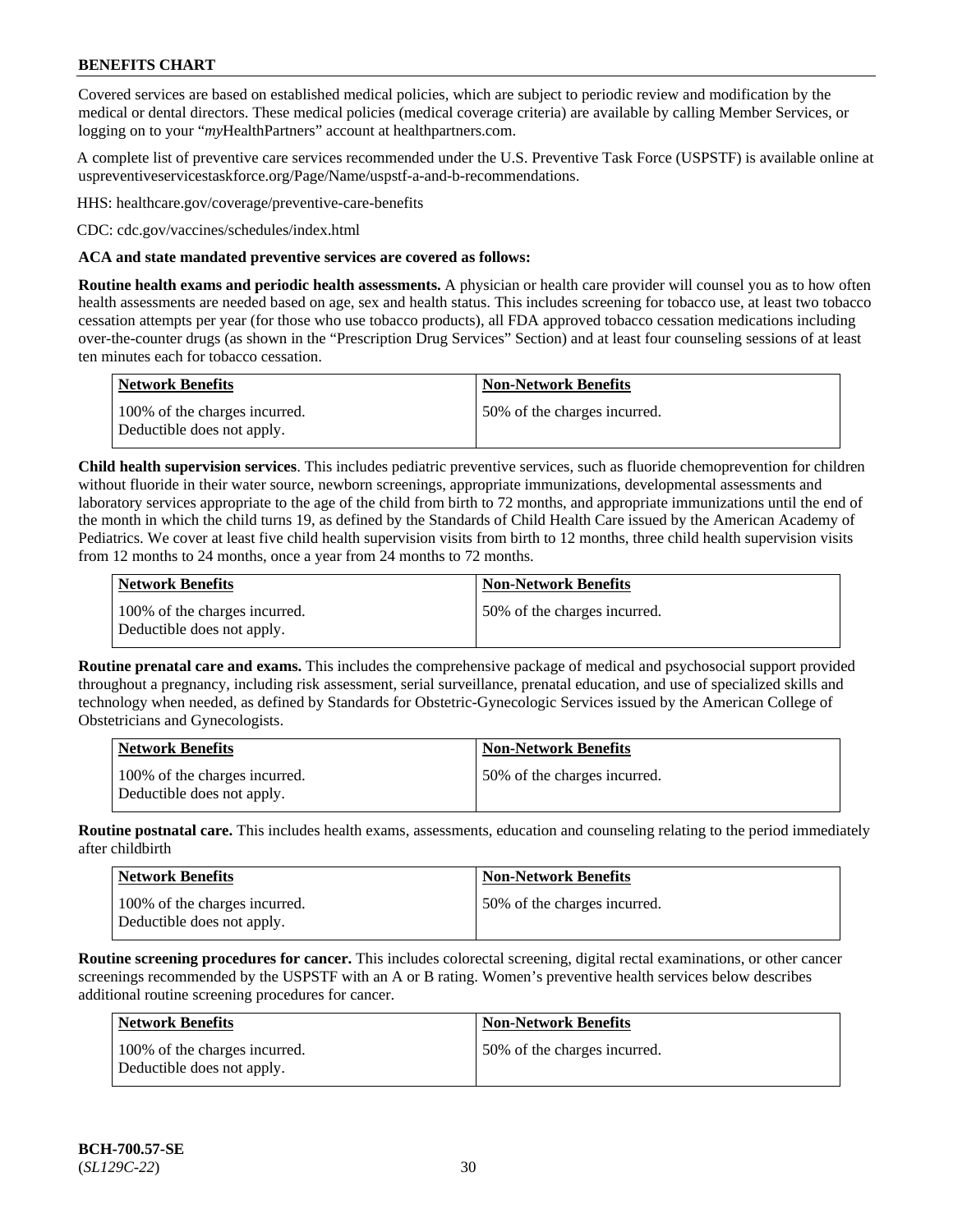Covered services are based on established medical policies, which are subject to periodic review and modification by the medical or dental directors. These medical policies (medical coverage criteria) are available by calling Member Services, or logging on to your "*my*HealthPartners" account at healthpartners.com.

A complete list of preventive care services recommended under the U.S. Preventive Task Force (USPSTF) is available online at uspreventiveservicestaskforce.org/Page/Name/uspstf-a-and-b-recommendations.

HHS: healthcare.gov/coverage/preventive-care-benefits

CDC: cdc.gov/vaccines/schedules/index.html

**ACA and state mandated preventive services are covered as follows:**

**Routine health exams and periodic health assessments.** A physician or health care provider will counsel you as to how often health assessments are needed based on age, sex and health status. This includes screening for tobacco use, at least two tobacco cessation attempts per year (for those who use tobacco products), all FDA approved tobacco cessation medications including over-the-counter drugs (as shown in the "Prescription Drug Services" Section) and at least four counseling sessions of at least ten minutes each for tobacco cessation.

| Network Benefits | Non-Network Benefits |
|---|---|
| 100% of the charges incurred. Deductible does not apply. | 50% of the charges incurred. |

**Child health supervision services**. This includes pediatric preventive services, such as fluoride chemoprevention for children without fluoride in their water source, newborn screenings, appropriate immunizations, developmental assessments and laboratory services appropriate to the age of the child from birth to 72 months, and appropriate immunizations until the end of the month in which the child turns 19, as defined by the Standards of Child Health Care issued by the American Academy of Pediatrics. We cover at least five child health supervision visits from birth to 12 months, three child health supervision visits from 12 months to 24 months, once a year from 24 months to 72 months.

| Network Benefits | Non-Network Benefits |
|---|---|
| 100% of the charges incurred. Deductible does not apply. | 50% of the charges incurred. |

**Routine prenatal care and exams.** This includes the comprehensive package of medical and psychosocial support provided throughout a pregnancy, including risk assessment, serial surveillance, prenatal education, and use of specialized skills and technology when needed, as defined by Standards for Obstetric-Gynecologic Services issued by the American College of Obstetricians and Gynecologists.

| Network Benefits | Non-Network Benefits |
|---|---|
| 100% of the charges incurred. Deductible does not apply. | 50% of the charges incurred. |

**Routine postnatal care.** This includes health exams, assessments, education and counseling relating to the period immediately after childbirth

| Network Benefits | Non-Network Benefits |
|---|---|
| 100% of the charges incurred. Deductible does not apply. | 50% of the charges incurred. |

**Routine screening procedures for cancer.** This includes colorectal screening, digital rectal examinations, or other cancer screenings recommended by the USPSTF with an A or B rating. Women's preventive health services below describes additional routine screening procedures for cancer.

| Network Benefits | Non-Network Benefits |
|---|---|
| 100% of the charges incurred. Deductible does not apply. | 50% of the charges incurred. |

**BCH-700.57-SE**
(*SL129C-22*)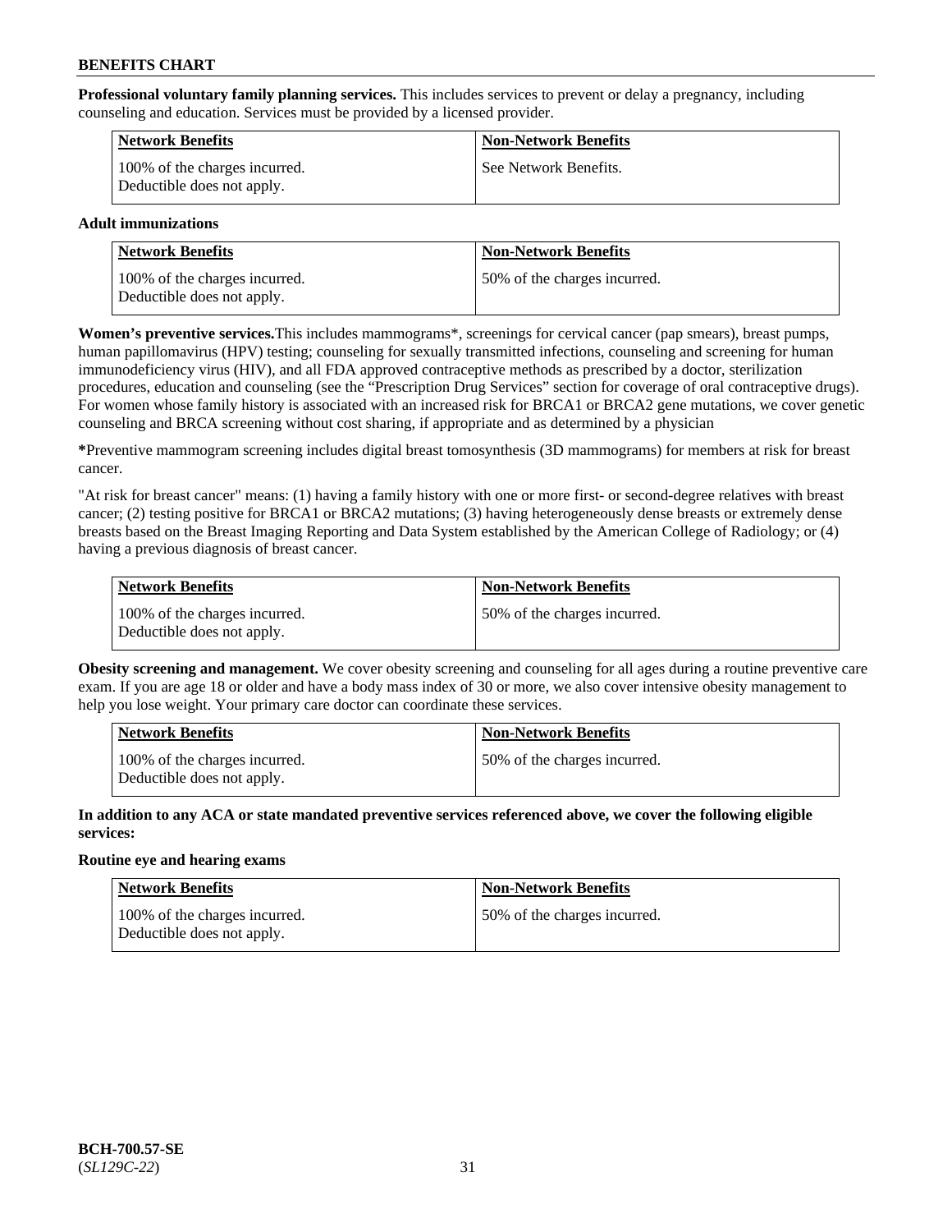**Professional voluntary family planning services.** This includes services to prevent or delay a pregnancy, including counseling and education. Services must be provided by a licensed provider.

| Network Benefits | Non-Network Benefits |
|---|---|
| 100% of the charges incurred. Deductible does not apply. | See Network Benefits. |

**Adult immunizations**

| Network Benefits | Non-Network Benefits |
|---|---|
| 100% of the charges incurred. Deductible does not apply. | 50% of the charges incurred. |

**Women's preventive services.**This includes mammograms*, screenings for cervical cancer (pap smears), breast pumps, human papillomavirus (HPV) testing; counseling for sexually transmitted infections, counseling and screening for human immunodeficiency virus (HIV), and all FDA approved contraceptive methods as prescribed by a doctor, sterilization procedures, education and counseling (see the "Prescription Drug Services" section for coverage of oral contraceptive drugs). For women whose family history is associated with an increased risk for BRCA1 or BRCA2 gene mutations, we cover genetic counseling and BRCA screening without cost sharing, if appropriate and as determined by a physician

**\***Preventive mammogram screening includes digital breast tomosynthesis (3D mammograms) for members at risk for breast cancer.

"At risk for breast cancer" means: (1) having a family history with one or more first- or second-degree relatives with breast cancer; (2) testing positive for BRCA1 or BRCA2 mutations; (3) having heterogeneously dense breasts or extremely dense breasts based on the Breast Imaging Reporting and Data System established by the American College of Radiology; or (4) having a previous diagnosis of breast cancer.

| Network Benefits | Non-Network Benefits |
|---|---|
| 100% of the charges incurred. Deductible does not apply. | 50% of the charges incurred. |

**Obesity screening and management.** We cover obesity screening and counseling for all ages during a routine preventive care exam. If you are age 18 or older and have a body mass index of 30 or more, we also cover intensive obesity management to help you lose weight. Your primary care doctor can coordinate these services.

| Network Benefits | Non-Network Benefits |
|---|---|
| 100% of the charges incurred. Deductible does not apply. | 50% of the charges incurred. |

**In addition to any ACA or state mandated preventive services referenced above, we cover the following eligible services:**

**Routine eye and hearing exams**

| Network Benefits | Non-Network Benefits |
|---|---|
| 100% of the charges incurred. Deductible does not apply. | 50% of the charges incurred. |

**BCH-700.57-SE**
(*SL129C-22*)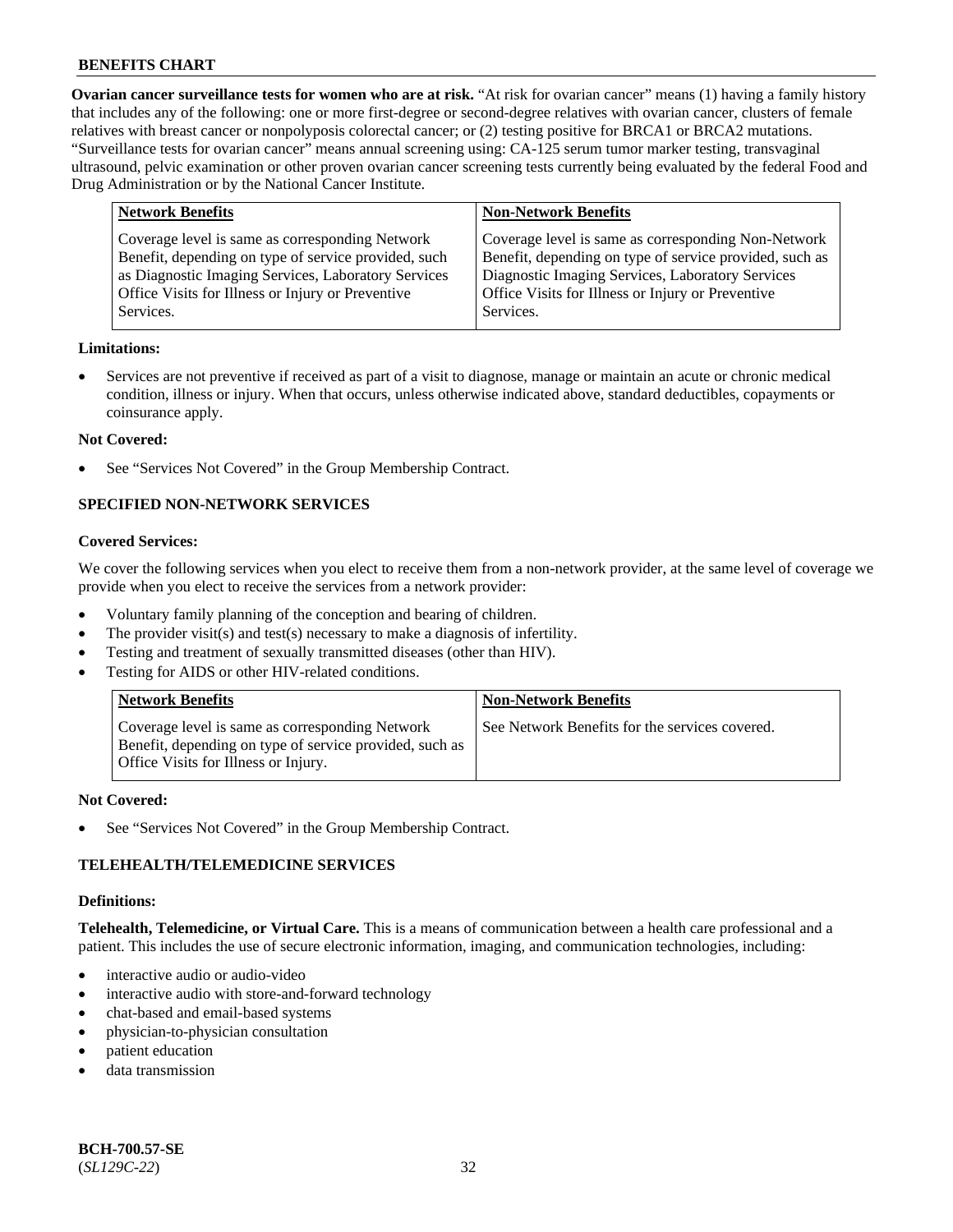**Ovarian cancer surveillance tests for women who are at risk.** "At risk for ovarian cancer" means (1) having a family history that includes any of the following: one or more first-degree or second-degree relatives with ovarian cancer, clusters of female relatives with breast cancer or nonpolyposis colorectal cancer; or (2) testing positive for BRCA1 or BRCA2 mutations. "Surveillance tests for ovarian cancer" means annual screening using: CA-125 serum tumor marker testing, transvaginal ultrasound, pelvic examination or other proven ovarian cancer screening tests currently being evaluated by the federal Food and Drug Administration or by the National Cancer Institute.

| Network Benefits | Non-Network Benefits |
|---|---|
| Coverage level is same as corresponding Network Benefit, depending on type of service provided, such as Diagnostic Imaging Services, Laboratory Services Office Visits for Illness or Injury or Preventive Services. | Coverage level is same as corresponding Non-Network Benefit, depending on type of service provided, such as Diagnostic Imaging Services, Laboratory Services Office Visits for Illness or Injury or Preventive Services. |

**Limitations:**

- Services are not preventive if received as part of a visit to diagnose, manage or maintain an acute or chronic medical condition, illness or injury. When that occurs, unless otherwise indicated above, standard deductibles, copayments or coinsurance apply.

**Not Covered:**

- See "Services Not Covered" in the Group Membership Contract.

### SPECIFIED NON-NETWORK SERVICES

**Covered Services:**

We cover the following services when you elect to receive them from a non-network provider, at the same level of coverage we provide when you elect to receive the services from a network provider:

- Voluntary family planning of the conception and bearing of children.
- The provider visit(s) and test(s) necessary to make a diagnosis of infertility.
- Testing and treatment of sexually transmitted diseases (other than HIV).
- Testing for AIDS or other HIV-related conditions.

| Network Benefits | Non-Network Benefits |
|---|---|
| Coverage level is same as corresponding Network Benefit, depending on type of service provided, such as Office Visits for Illness or Injury. | See Network Benefits for the services covered. |

**Not Covered:**

- See "Services Not Covered" in the Group Membership Contract.

### TELEHEALTH/TELEMEDICINE SERVICES

**Definitions:**

**Telehealth, Telemedicine, or Virtual Care.** This is a means of communication between a health care professional and a patient. This includes the use of secure electronic information, imaging, and communication technologies, including:

- interactive audio or audio-video
- interactive audio with store-and-forward technology
- chat-based and email-based systems
- physician-to-physician consultation
- patient education
- data transmission

**BCH-700.57-SE**
(*SL129C-22*)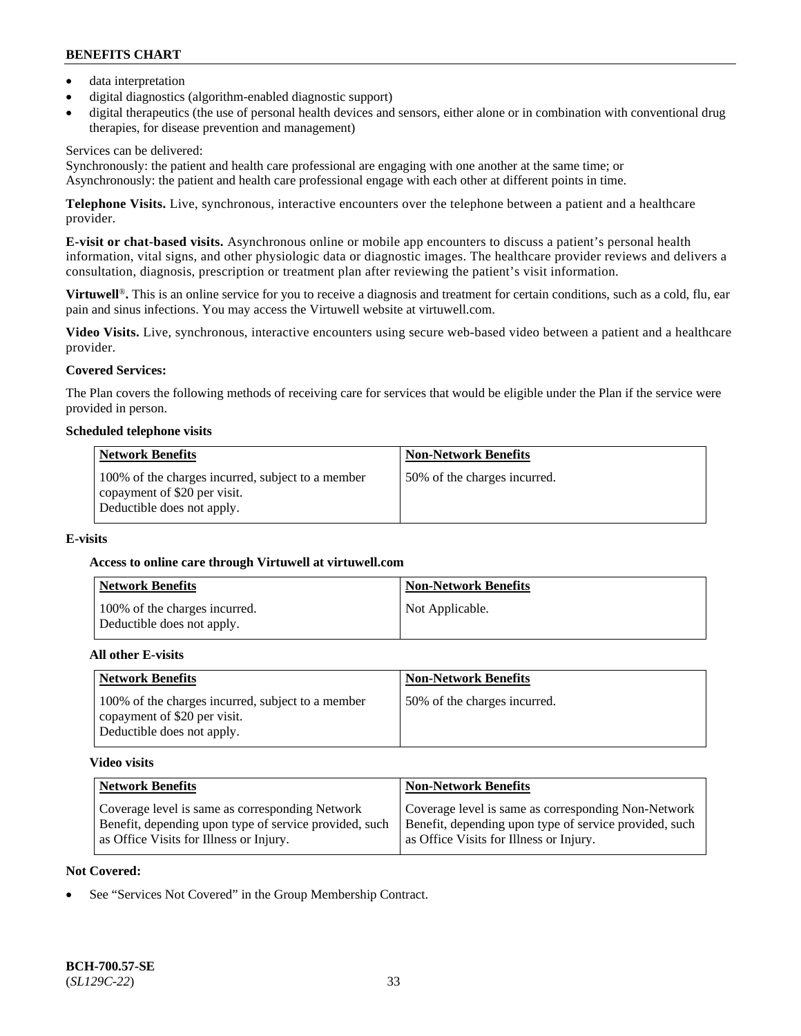- data interpretation
- digital diagnostics (algorithm-enabled diagnostic support)
- digital therapeutics (the use of personal health devices and sensors, either alone or in combination with conventional drug therapies, for disease prevention and management)

Services can be delivered:
Synchronously: the patient and health care professional are engaging with one another at the same time; or
Asynchronously: the patient and health care professional engage with each other at different points in time.

**Telephone Visits.** Live, synchronous, interactive encounters over the telephone between a patient and a healthcare provider.

**E-visit or chat-based visits.** Asynchronous online or mobile app encounters to discuss a patient's personal health information, vital signs, and other physiologic data or diagnostic images. The healthcare provider reviews and delivers a consultation, diagnosis, prescription or treatment plan after reviewing the patient's visit information.

**Virtuwell®.** This is an online service for you to receive a diagnosis and treatment for certain conditions, such as a cold, flu, ear pain and sinus infections. You may access the Virtuwell website at virtuwell.com.

**Video Visits.** Live, synchronous, interactive encounters using secure web-based video between a patient and a healthcare provider.

**Covered Services:**

The Plan covers the following methods of receiving care for services that would be eligible under the Plan if the service were provided in person.

**Scheduled telephone visits**

| Network Benefits | Non-Network Benefits |
|---|---|
| 100% of the charges incurred, subject to a member copayment of $20 per visit. Deductible does not apply. | 50% of the charges incurred. |

**E-visits**

**Access to online care through Virtuwell at virtuwell.com**

| Network Benefits | Non-Network Benefits |
|---|---|
| 100% of the charges incurred. Deductible does not apply. | Not Applicable. |

**All other E-visits**

| Network Benefits | Non-Network Benefits |
|---|---|
| 100% of the charges incurred, subject to a member copayment of $20 per visit. Deductible does not apply. | 50% of the charges incurred. |

**Video visits**

| Network Benefits | Non-Network Benefits |
|---|---|
| Coverage level is same as corresponding Network Benefit, depending upon type of service provided, such as Office Visits for Illness or Injury. | Coverage level is same as corresponding Non-Network Benefit, depending upon type of service provided, such as Office Visits for Illness or Injury. |

**Not Covered:**

- See "Services Not Covered" in the Group Membership Contract.

**BCH-700.57-SE**
(*SL129C-22*)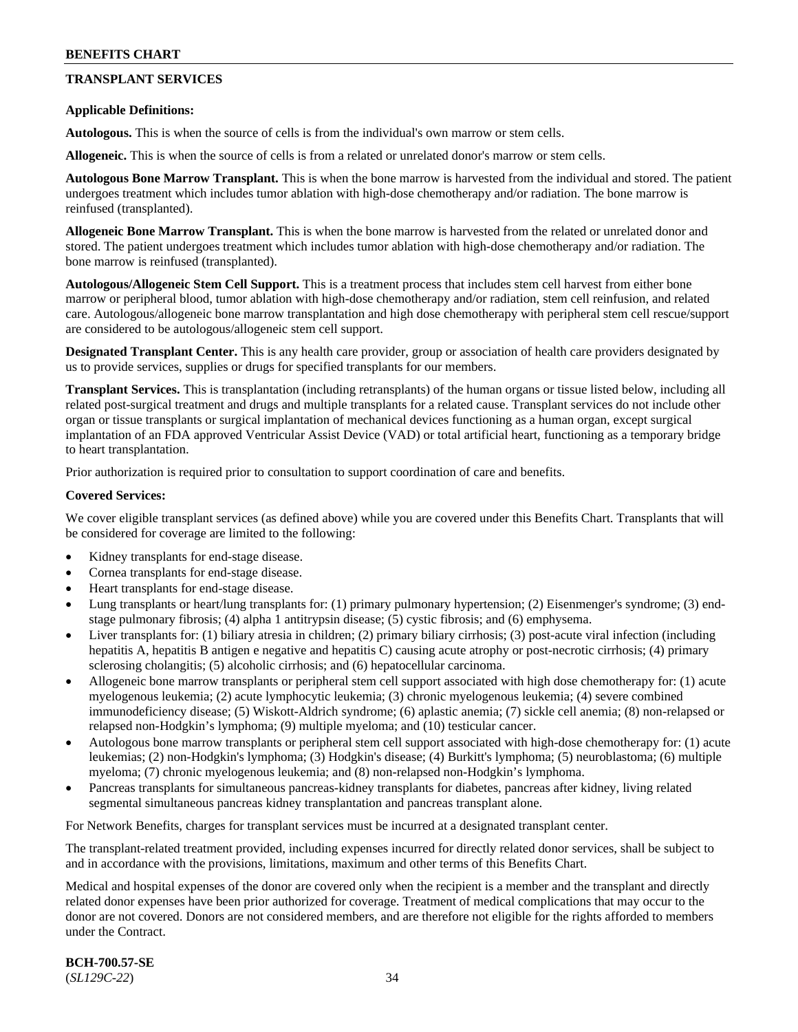## TRANSPLANT SERVICES

**Applicable Definitions:**

**Autologous.** This is when the source of cells is from the individual's own marrow or stem cells.

**Allogeneic.** This is when the source of cells is from a related or unrelated donor's marrow or stem cells.

**Autologous Bone Marrow Transplant.** This is when the bone marrow is harvested from the individual and stored. The patient undergoes treatment which includes tumor ablation with high-dose chemotherapy and/or radiation. The bone marrow is reinfused (transplanted).

**Allogeneic Bone Marrow Transplant.** This is when the bone marrow is harvested from the related or unrelated donor and stored. The patient undergoes treatment which includes tumor ablation with high-dose chemotherapy and/or radiation. The bone marrow is reinfused (transplanted).

**Autologous/Allogeneic Stem Cell Support.** This is a treatment process that includes stem cell harvest from either bone marrow or peripheral blood, tumor ablation with high-dose chemotherapy and/or radiation, stem cell reinfusion, and related care. Autologous/allogeneic bone marrow transplantation and high dose chemotherapy with peripheral stem cell rescue/support are considered to be autologous/allogeneic stem cell support.

**Designated Transplant Center.** This is any health care provider, group or association of health care providers designated by us to provide services, supplies or drugs for specified transplants for our members.

**Transplant Services.** This is transplantation (including retransplants) of the human organs or tissue listed below, including all related post-surgical treatment and drugs and multiple transplants for a related cause. Transplant services do not include other organ or tissue transplants or surgical implantation of mechanical devices functioning as a human organ, except surgical implantation of an FDA approved Ventricular Assist Device (VAD) or total artificial heart, functioning as a temporary bridge to heart transplantation.

Prior authorization is required prior to consultation to support coordination of care and benefits.

**Covered Services:**

We cover eligible transplant services (as defined above) while you are covered under this Benefits Chart. Transplants that will be considered for coverage are limited to the following:

- Kidney transplants for end-stage disease.
- Cornea transplants for end-stage disease.
- Heart transplants for end-stage disease.
- Lung transplants or heart/lung transplants for: (1) primary pulmonary hypertension; (2) Eisenmenger's syndrome; (3) end-stage pulmonary fibrosis; (4) alpha 1 antitrypsin disease; (5) cystic fibrosis; and (6) emphysema.
- Liver transplants for: (1) biliary atresia in children; (2) primary biliary cirrhosis; (3) post-acute viral infection (including hepatitis A, hepatitis B antigen e negative and hepatitis C) causing acute atrophy or post-necrotic cirrhosis; (4) primary sclerosing cholangitis; (5) alcoholic cirrhosis; and (6) hepatocellular carcinoma.
- Allogeneic bone marrow transplants or peripheral stem cell support associated with high dose chemotherapy for: (1) acute myelogenous leukemia; (2) acute lymphocytic leukemia; (3) chronic myelogenous leukemia; (4) severe combined immunodeficiency disease; (5) Wiskott-Aldrich syndrome; (6) aplastic anemia; (7) sickle cell anemia; (8) non-relapsed or relapsed non-Hodgkin's lymphoma; (9) multiple myeloma; and (10) testicular cancer.
- Autologous bone marrow transplants or peripheral stem cell support associated with high-dose chemotherapy for: (1) acute leukemias; (2) non-Hodgkin's lymphoma; (3) Hodgkin's disease; (4) Burkitt's lymphoma; (5) neuroblastoma; (6) multiple myeloma; (7) chronic myelogenous leukemia; and (8) non-relapsed non-Hodgkin's lymphoma.
- Pancreas transplants for simultaneous pancreas-kidney transplants for diabetes, pancreas after kidney, living related segmental simultaneous pancreas kidney transplantation and pancreas transplant alone.

For Network Benefits, charges for transplant services must be incurred at a designated transplant center.

The transplant-related treatment provided, including expenses incurred for directly related donor services, shall be subject to and in accordance with the provisions, limitations, maximum and other terms of this Benefits Chart.

Medical and hospital expenses of the donor are covered only when the recipient is a member and the transplant and directly related donor expenses have been prior authorized for coverage. Treatment of medical complications that may occur to the donor are not covered. Donors are not considered members, and are therefore not eligible for the rights afforded to members under the Contract.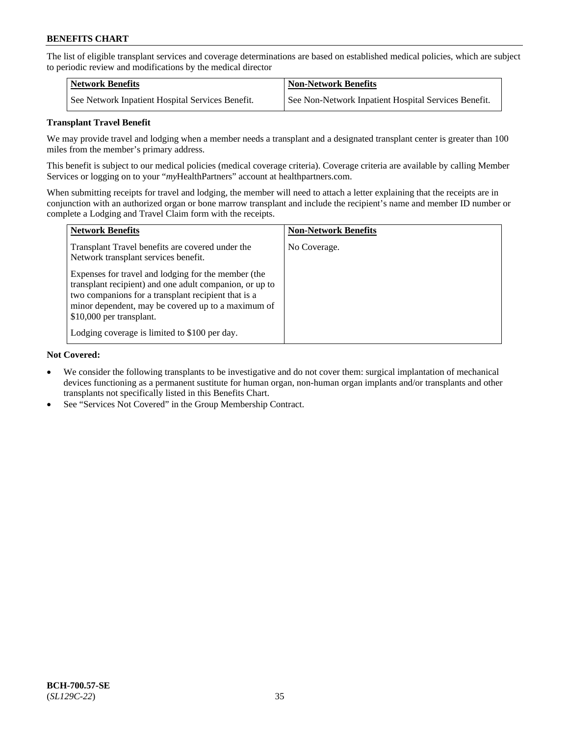The list of eligible transplant services and coverage determinations are based on established medical policies, which are subject to periodic review and modifications by the medical director

| Network Benefits | Non-Network Benefits |
| --- | --- |
| See Network Inpatient Hospital Services Benefit. | See Non-Network Inpatient Hospital Services Benefit. |

**Transplant Travel Benefit**

We may provide travel and lodging when a member needs a transplant and a designated transplant center is greater than 100 miles from the member's primary address.

This benefit is subject to our medical policies (medical coverage criteria). Coverage criteria are available by calling Member Services or logging on to your "*my*HealthPartners" account at healthpartners.com.

When submitting receipts for travel and lodging, the member will need to attach a letter explaining that the receipts are in conjunction with an authorized organ or bone marrow transplant and include the recipient's name and member ID number or complete a Lodging and Travel Claim form with the receipts.

| Network Benefits | Non-Network Benefits |
| --- | --- |
| Transplant Travel benefits are covered under the Network transplant services benefit.<br><br>Expenses for travel and lodging for the member (the transplant recipient) and one adult companion, or up to two companions for a transplant recipient that is a minor dependent, may be covered up to a maximum of $10,000 per transplant.<br><br>Lodging coverage is limited to $100 per day. | No Coverage. |

**Not Covered:**

- We consider the following transplants to be investigative and do not cover them: surgical implantation of mechanical devices functioning as a permanent sustitute for human organ, non-human organ implants and/or transplants and other transplants not specifically listed in this Benefits Chart.
- See "Services Not Covered" in the Group Membership Contract.

**BCH-700.57-SE**
(*SL129C-22*)